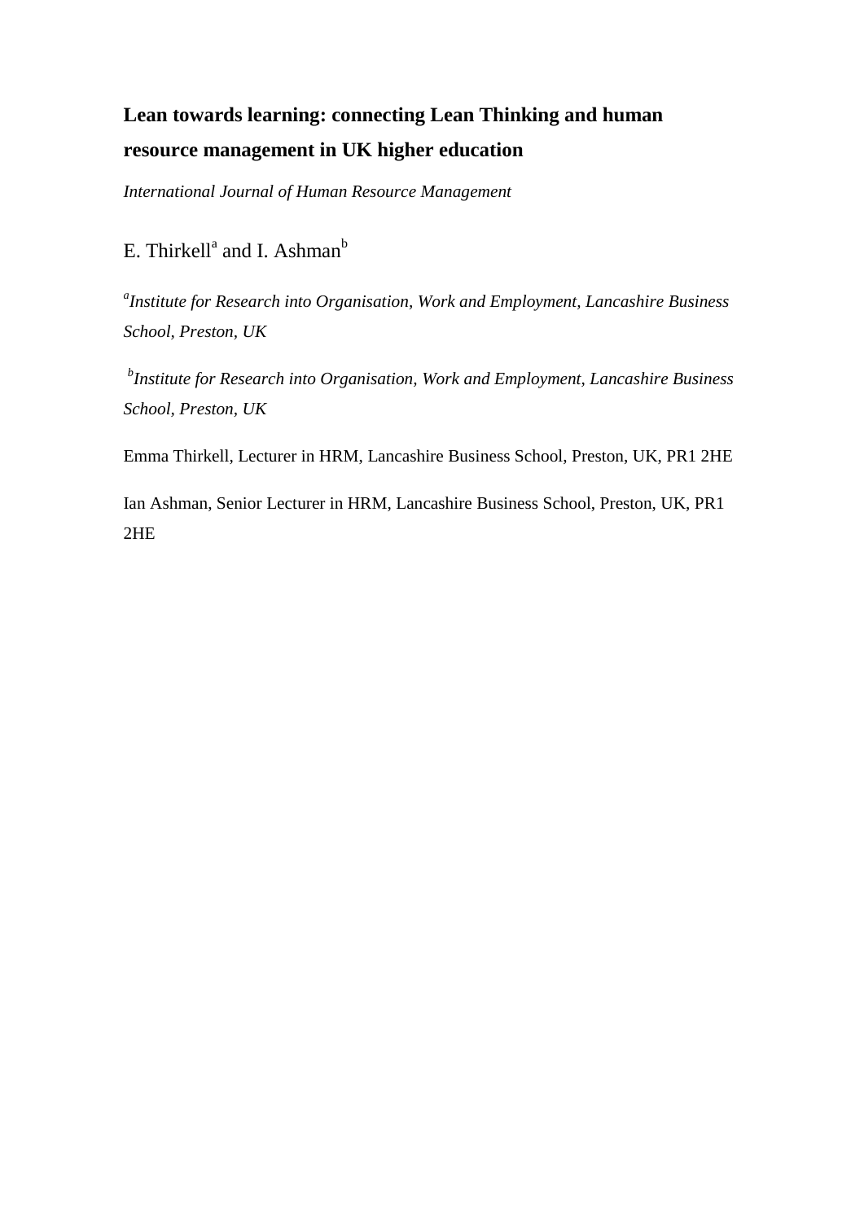# Lean towards learning: connecting Lean Thinking and human resource management in UK higher education

*International Journal of Human Resource Management*

E. Thirkell[a] and I. Ashman[b]

[a]*Institute for Research into Organisation, Work and Employment, Lancashire Business School, Preston, UK*

[b]*Institute for Research into Organisation, Work and Employment, Lancashire Business School, Preston, UK*

Emma Thirkell, Lecturer in HRM, Lancashire Business School, Preston, UK, PR1 2HE

Ian Ashman, Senior Lecturer in HRM, Lancashire Business School, Preston, UK, PR1 2HE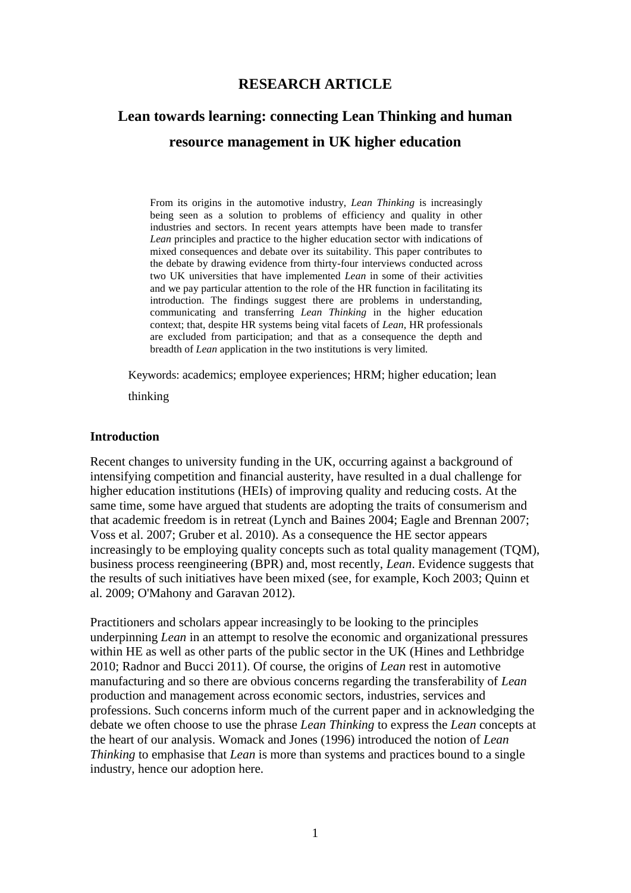**RESEARCH ARTICLE**

# Lean towards learning: connecting Lean Thinking and human resource management in UK higher education

From its origins in the automotive industry, *Lean Thinking* is increasingly being seen as a solution to problems of efficiency and quality in other industries and sectors. In recent years attempts have been made to transfer *Lean* principles and practice to the higher education sector with indications of mixed consequences and debate over its suitability. This paper contributes to the debate by drawing evidence from thirty-four interviews conducted across two UK universities that have implemented *Lean* in some of their activities and we pay particular attention to the role of the HR function in facilitating its introduction. The findings suggest there are problems in understanding, communicating and transferring *Lean Thinking* in the higher education context; that, despite HR systems being vital facets of *Lean*, HR professionals are excluded from participation; and that as a consequence the depth and breadth of *Lean* application in the two institutions is very limited.

Keywords: academics; employee experiences; HRM; higher education; lean thinking

## Introduction

Recent changes to university funding in the UK, occurring against a background of intensifying competition and financial austerity, have resulted in a dual challenge for higher education institutions (HEIs) of improving quality and reducing costs. At the same time, some have argued that students are adopting the traits of consumerism and that academic freedom is in retreat (Lynch and Baines 2004; Eagle and Brennan 2007; Voss et al. 2007; Gruber et al. 2010). As a consequence the HE sector appears increasingly to be employing quality concepts such as total quality management (TQM), business process reengineering (BPR) and, most recently, *Lean*. Evidence suggests that the results of such initiatives have been mixed (see, for example, Koch 2003; Quinn et al. 2009; O'Mahony and Garavan 2012).

Practitioners and scholars appear increasingly to be looking to the principles underpinning *Lean* in an attempt to resolve the economic and organizational pressures within HE as well as other parts of the public sector in the UK (Hines and Lethbridge 2010; Radnor and Bucci 2011). Of course, the origins of *Lean* rest in automotive manufacturing and so there are obvious concerns regarding the transferability of *Lean* production and management across economic sectors, industries, services and professions. Such concerns inform much of the current paper and in acknowledging the debate we often choose to use the phrase *Lean Thinking* to express the *Lean* concepts at the heart of our analysis. Womack and Jones (1996) introduced the notion of *Lean Thinking* to emphasise that *Lean* is more than systems and practices bound to a single industry, hence our adoption here.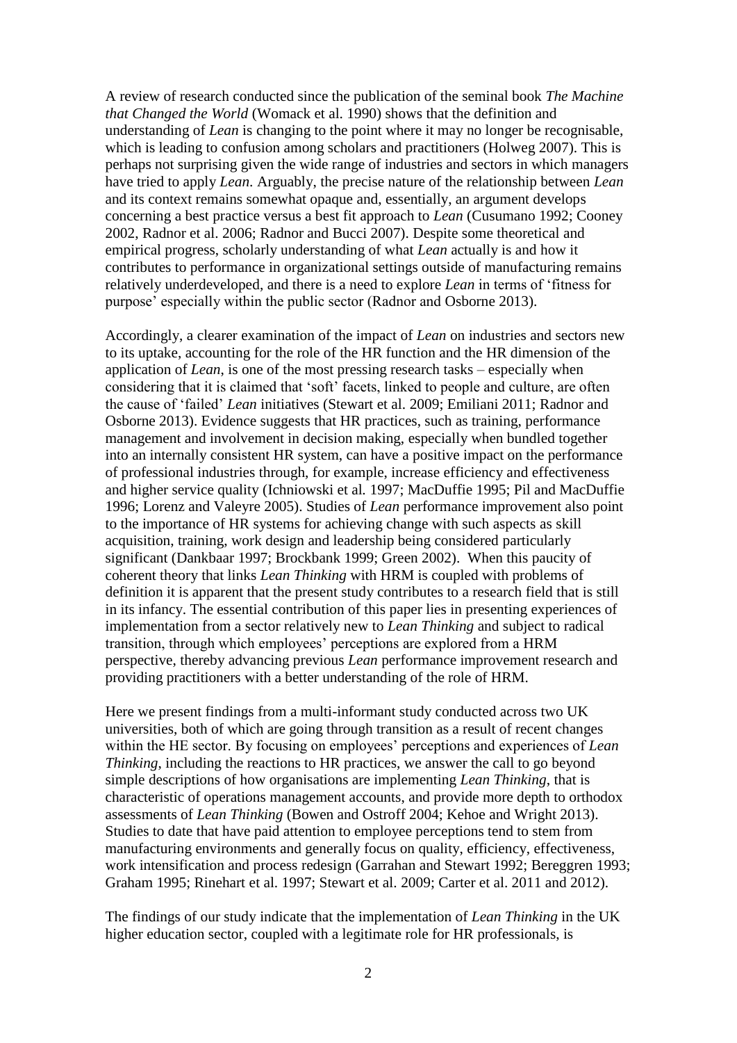A review of research conducted since the publication of the seminal book *The Machine that Changed the World* (Womack et al. 1990) shows that the definition and understanding of *Lean* is changing to the point where it may no longer be recognisable, which is leading to confusion among scholars and practitioners (Holweg 2007). This is perhaps not surprising given the wide range of industries and sectors in which managers have tried to apply *Lean*. Arguably, the precise nature of the relationship between *Lean* and its context remains somewhat opaque and, essentially, an argument develops concerning a best practice versus a best fit approach to *Lean* (Cusumano 1992; Cooney 2002, Radnor et al. 2006; Radnor and Bucci 2007). Despite some theoretical and empirical progress, scholarly understanding of what *Lean* actually is and how it contributes to performance in organizational settings outside of manufacturing remains relatively underdeveloped, and there is a need to explore *Lean* in terms of 'fitness for purpose' especially within the public sector (Radnor and Osborne 2013).

Accordingly, a clearer examination of the impact of *Lean* on industries and sectors new to its uptake, accounting for the role of the HR function and the HR dimension of the application of *Lean*, is one of the most pressing research tasks – especially when considering that it is claimed that 'soft' facets, linked to people and culture, are often the cause of 'failed' *Lean* initiatives (Stewart et al. 2009; Emiliani 2011; Radnor and Osborne 2013). Evidence suggests that HR practices, such as training, performance management and involvement in decision making, especially when bundled together into an internally consistent HR system, can have a positive impact on the performance of professional industries through, for example, increase efficiency and effectiveness and higher service quality (Ichniowski et al. 1997; MacDuffie 1995; Pil and MacDuffie 1996; Lorenz and Valeyre 2005). Studies of *Lean* performance improvement also point to the importance of HR systems for achieving change with such aspects as skill acquisition, training, work design and leadership being considered particularly significant (Dankbaar 1997; Brockbank 1999; Green 2002). When this paucity of coherent theory that links *Lean Thinking* with HRM is coupled with problems of definition it is apparent that the present study contributes to a research field that is still in its infancy. The essential contribution of this paper lies in presenting experiences of implementation from a sector relatively new to *Lean Thinking* and subject to radical transition, through which employees' perceptions are explored from a HRM perspective, thereby advancing previous *Lean* performance improvement research and providing practitioners with a better understanding of the role of HRM.

Here we present findings from a multi-informant study conducted across two UK universities, both of which are going through transition as a result of recent changes within the HE sector. By focusing on employees' perceptions and experiences of *Lean Thinking*, including the reactions to HR practices, we answer the call to go beyond simple descriptions of how organisations are implementing *Lean Thinking*, that is characteristic of operations management accounts, and provide more depth to orthodox assessments of *Lean Thinking* (Bowen and Ostroff 2004; Kehoe and Wright 2013). Studies to date that have paid attention to employee perceptions tend to stem from manufacturing environments and generally focus on quality, efficiency, effectiveness, work intensification and process redesign (Garrahan and Stewart 1992; Bereggren 1993; Graham 1995; Rinehart et al. 1997; Stewart et al. 2009; Carter et al. 2011 and 2012).

The findings of our study indicate that the implementation of *Lean Thinking* in the UK higher education sector, coupled with a legitimate role for HR professionals, is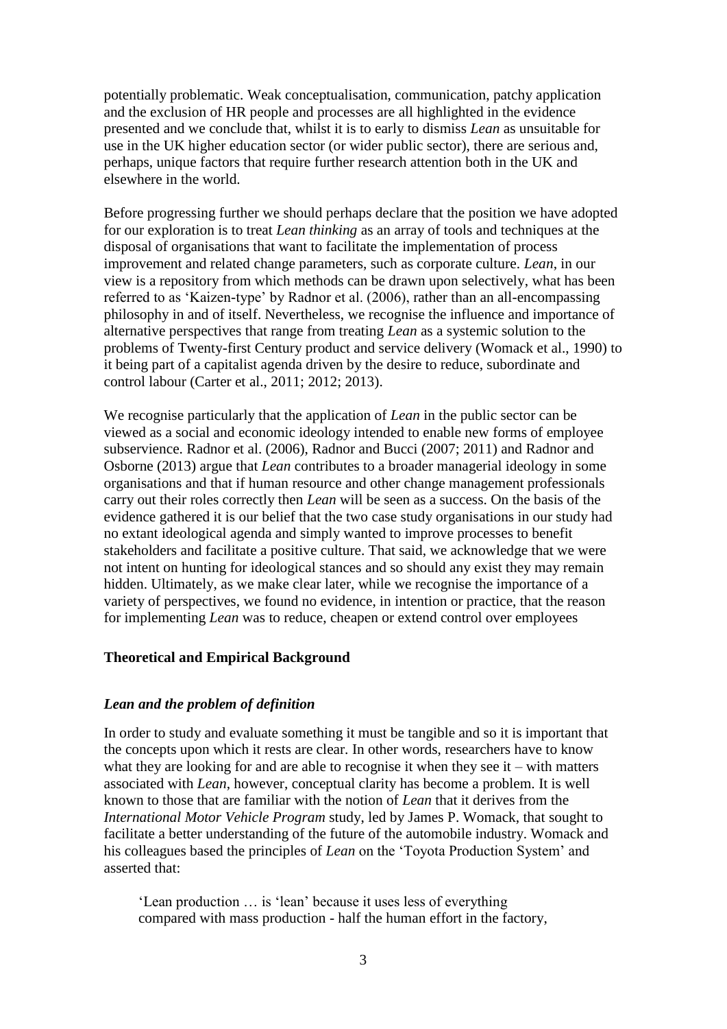potentially problematic. Weak conceptualisation, communication, patchy application and the exclusion of HR people and processes are all highlighted in the evidence presented and we conclude that, whilst it is to early to dismiss *Lean* as unsuitable for use in the UK higher education sector (or wider public sector), there are serious and, perhaps, unique factors that require further research attention both in the UK and elsewhere in the world.

Before progressing further we should perhaps declare that the position we have adopted for our exploration is to treat *Lean thinking* as an array of tools and techniques at the disposal of organisations that want to facilitate the implementation of process improvement and related change parameters, such as corporate culture. *Lean*, in our view is a repository from which methods can be drawn upon selectively, what has been referred to as 'Kaizen-type' by Radnor et al. (2006), rather than an all-encompassing philosophy in and of itself. Nevertheless, we recognise the influence and importance of alternative perspectives that range from treating *Lean* as a systemic solution to the problems of Twenty-first Century product and service delivery (Womack et al., 1990) to it being part of a capitalist agenda driven by the desire to reduce, subordinate and control labour (Carter et al., 2011; 2012; 2013).

We recognise particularly that the application of *Lean* in the public sector can be viewed as a social and economic ideology intended to enable new forms of employee subservience. Radnor et al. (2006), Radnor and Bucci (2007; 2011) and Radnor and Osborne (2013) argue that *Lean* contributes to a broader managerial ideology in some organisations and that if human resource and other change management professionals carry out their roles correctly then *Lean* will be seen as a success. On the basis of the evidence gathered it is our belief that the two case study organisations in our study had no extant ideological agenda and simply wanted to improve processes to benefit stakeholders and facilitate a positive culture. That said, we acknowledge that we were not intent on hunting for ideological stances and so should any exist they may remain hidden. Ultimately, as we make clear later, while we recognise the importance of a variety of perspectives, we found no evidence, in intention or practice, that the reason for implementing *Lean* was to reduce, cheapen or extend control over employees

## Theoretical and Empirical Background

### *Lean and the problem of definition*

In order to study and evaluate something it must be tangible and so it is important that the concepts upon which it rests are clear. In other words, researchers have to know what they are looking for and are able to recognise it when they see it – with matters associated with *Lean*, however, conceptual clarity has become a problem. It is well known to those that are familiar with the notion of *Lean* that it derives from the *International Motor Vehicle Program* study, led by James P. Womack, that sought to facilitate a better understanding of the future of the automobile industry. Womack and his colleagues based the principles of *Lean* on the 'Toyota Production System' and asserted that:

> 'Lean production … is 'lean' because it uses less of everything compared with mass production - half the human effort in the factory,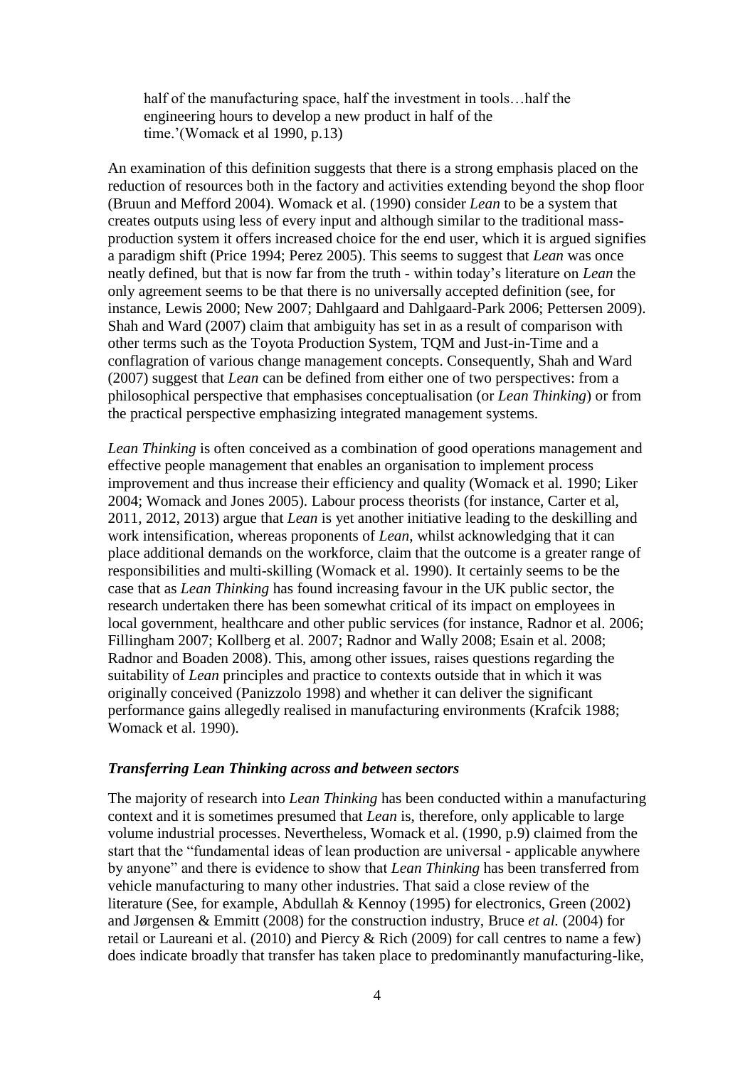half of the manufacturing space, half the investment in tools…half the engineering hours to develop a new product in half of the time.'(Womack et al 1990, p.13)

An examination of this definition suggests that there is a strong emphasis placed on the reduction of resources both in the factory and activities extending beyond the shop floor (Bruun and Mefford 2004). Womack et al. (1990) consider *Lean* to be a system that creates outputs using less of every input and although similar to the traditional mass-production system it offers increased choice for the end user, which it is argued signifies a paradigm shift (Price 1994; Perez 2005). This seems to suggest that *Lean* was once neatly defined, but that is now far from the truth - within today's literature on *Lean* the only agreement seems to be that there is no universally accepted definition (see, for instance, Lewis 2000; New 2007; Dahlgaard and Dahlgaard-Park 2006; Pettersen 2009). Shah and Ward (2007) claim that ambiguity has set in as a result of comparison with other terms such as the Toyota Production System, TQM and Just-in-Time and a conflagration of various change management concepts. Consequently, Shah and Ward (2007) suggest that *Lean* can be defined from either one of two perspectives: from a philosophical perspective that emphasises conceptualisation (or *Lean Thinking*) or from the practical perspective emphasizing integrated management systems.

*Lean Thinking* is often conceived as a combination of good operations management and effective people management that enables an organisation to implement process improvement and thus increase their efficiency and quality (Womack et al. 1990; Liker 2004; Womack and Jones 2005). Labour process theorists (for instance, Carter et al, 2011, 2012, 2013) argue that *Lean* is yet another initiative leading to the deskilling and work intensification, whereas proponents of *Lean*, whilst acknowledging that it can place additional demands on the workforce, claim that the outcome is a greater range of responsibilities and multi-skilling (Womack et al. 1990). It certainly seems to be the case that as *Lean Thinking* has found increasing favour in the UK public sector, the research undertaken there has been somewhat critical of its impact on employees in local government, healthcare and other public services (for instance, Radnor et al. 2006; Fillingham 2007; Kollberg et al. 2007; Radnor and Wally 2008; Esain et al. 2008; Radnor and Boaden 2008). This, among other issues, raises questions regarding the suitability of *Lean* principles and practice to contexts outside that in which it was originally conceived (Panizzolo 1998) and whether it can deliver the significant performance gains allegedly realised in manufacturing environments (Krafcik 1988; Womack et al. 1990).

### *Transferring Lean Thinking across and between sectors*

The majority of research into *Lean Thinking* has been conducted within a manufacturing context and it is sometimes presumed that *Lean* is, therefore, only applicable to large volume industrial processes. Nevertheless, Womack et al. (1990, p.9) claimed from the start that the "fundamental ideas of lean production are universal - applicable anywhere by anyone" and there is evidence to show that *Lean Thinking* has been transferred from vehicle manufacturing to many other industries. That said a close review of the literature (See, for example, Abdullah & Kennoy (1995) for electronics, Green (2002) and Jørgensen & Emmitt (2008) for the construction industry, Bruce *et al.* (2004) for retail or Laureani et al. (2010) and Piercy & Rich (2009) for call centres to name a few) does indicate broadly that transfer has taken place to predominantly manufacturing-like,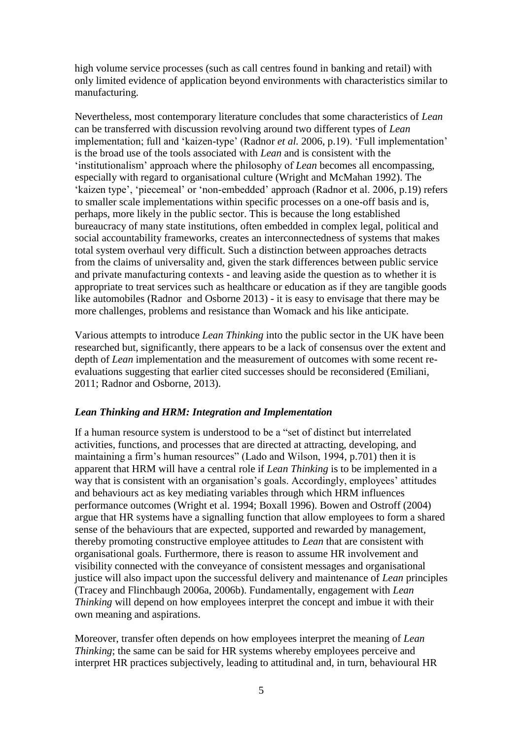high volume service processes (such as call centres found in banking and retail) with only limited evidence of application beyond environments with characteristics similar to manufacturing.

Nevertheless, most contemporary literature concludes that some characteristics of *Lean* can be transferred with discussion revolving around two different types of *Lean* implementation; full and 'kaizen-type' (Radnor *et al.* 2006, p.19). 'Full implementation' is the broad use of the tools associated with *Lean* and is consistent with the 'institutionalism' approach where the philosophy of *Lean* becomes all encompassing, especially with regard to organisational culture (Wright and McMahan 1992). The 'kaizen type', 'piecemeal' or 'non-embedded' approach (Radnor et al. 2006, p.19) refers to smaller scale implementations within specific processes on a one-off basis and is, perhaps, more likely in the public sector. This is because the long established bureaucracy of many state institutions, often embedded in complex legal, political and social accountability frameworks, creates an interconnectedness of systems that makes total system overhaul very difficult. Such a distinction between approaches detracts from the claims of universality and, given the stark differences between public service and private manufacturing contexts - and leaving aside the question as to whether it is appropriate to treat services such as healthcare or education as if they are tangible goods like automobiles (Radnor and Osborne 2013) - it is easy to envisage that there may be more challenges, problems and resistance than Womack and his like anticipate.

Various attempts to introduce *Lean Thinking* into the public sector in the UK have been researched but, significantly, there appears to be a lack of consensus over the extent and depth of *Lean* implementation and the measurement of outcomes with some recent re-evaluations suggesting that earlier cited successes should be reconsidered (Emiliani, 2011; Radnor and Osborne, 2013).

### *Lean Thinking and HRM: Integration and Implementation*

If a human resource system is understood to be a "set of distinct but interrelated activities, functions, and processes that are directed at attracting, developing, and maintaining a firm's human resources" (Lado and Wilson, 1994, p.701) then it is apparent that HRM will have a central role if *Lean Thinking* is to be implemented in a way that is consistent with an organisation's goals. Accordingly, employees' attitudes and behaviours act as key mediating variables through which HRM influences performance outcomes (Wright et al. 1994; Boxall 1996). Bowen and Ostroff (2004) argue that HR systems have a signalling function that allow employees to form a shared sense of the behaviours that are expected, supported and rewarded by management, thereby promoting constructive employee attitudes to *Lean* that are consistent with organisational goals. Furthermore, there is reason to assume HR involvement and visibility connected with the conveyance of consistent messages and organisational justice will also impact upon the successful delivery and maintenance of *Lean* principles (Tracey and Flinchbaugh 2006a, 2006b). Fundamentally, engagement with *Lean Thinking* will depend on how employees interpret the concept and imbue it with their own meaning and aspirations.

Moreover, transfer often depends on how employees interpret the meaning of *Lean Thinking*; the same can be said for HR systems whereby employees perceive and interpret HR practices subjectively, leading to attitudinal and, in turn, behavioural HR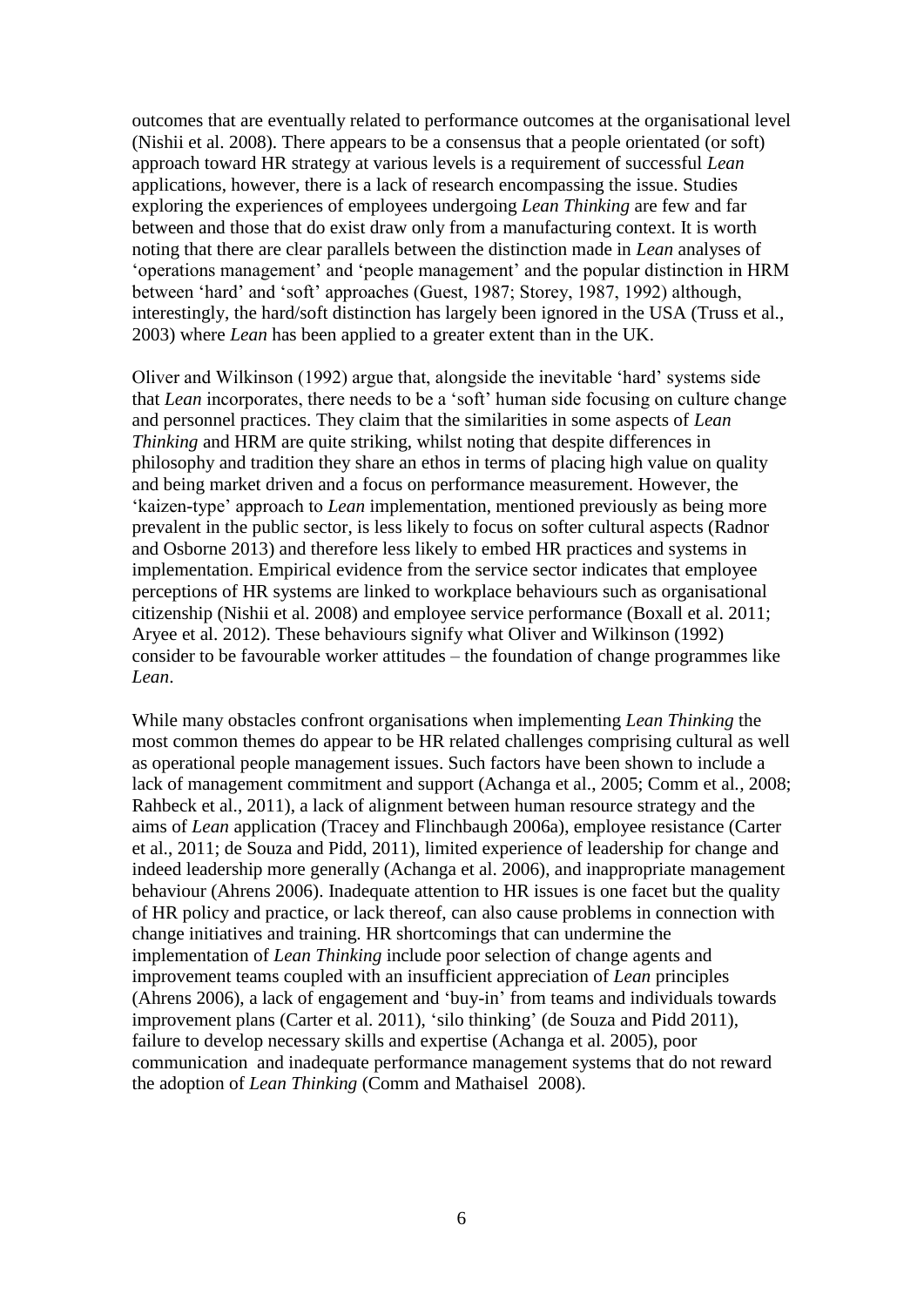outcomes that are eventually related to performance outcomes at the organisational level (Nishii et al. 2008). There appears to be a consensus that a people orientated (or soft) approach toward HR strategy at various levels is a requirement of successful *Lean* applications, however, there is a lack of research encompassing the issue. Studies exploring the experiences of employees undergoing *Lean Thinking* are few and far between and those that do exist draw only from a manufacturing context. It is worth noting that there are clear parallels between the distinction made in *Lean* analyses of 'operations management' and 'people management' and the popular distinction in HRM between 'hard' and 'soft' approaches (Guest, 1987; Storey, 1987, 1992) although, interestingly, the hard/soft distinction has largely been ignored in the USA (Truss et al., 2003) where *Lean* has been applied to a greater extent than in the UK.

Oliver and Wilkinson (1992) argue that, alongside the inevitable 'hard' systems side that *Lean* incorporates, there needs to be a 'soft' human side focusing on culture change and personnel practices. They claim that the similarities in some aspects of *Lean Thinking* and HRM are quite striking, whilst noting that despite differences in philosophy and tradition they share an ethos in terms of placing high value on quality and being market driven and a focus on performance measurement. However, the 'kaizen-type' approach to *Lean* implementation, mentioned previously as being more prevalent in the public sector, is less likely to focus on softer cultural aspects (Radnor and Osborne 2013) and therefore less likely to embed HR practices and systems in implementation. Empirical evidence from the service sector indicates that employee perceptions of HR systems are linked to workplace behaviours such as organisational citizenship (Nishii et al. 2008) and employee service performance (Boxall et al. 2011; Aryee et al. 2012). These behaviours signify what Oliver and Wilkinson (1992) consider to be favourable worker attitudes – the foundation of change programmes like *Lean*.

While many obstacles confront organisations when implementing *Lean Thinking* the most common themes do appear to be HR related challenges comprising cultural as well as operational people management issues. Such factors have been shown to include a lack of management commitment and support (Achanga et al., 2005; Comm et al., 2008; Rahbeck et al., 2011), a lack of alignment between human resource strategy and the aims of *Lean* application (Tracey and Flinchbaugh 2006a), employee resistance (Carter et al., 2011; de Souza and Pidd, 2011), limited experience of leadership for change and indeed leadership more generally (Achanga et al. 2006), and inappropriate management behaviour (Ahrens 2006). Inadequate attention to HR issues is one facet but the quality of HR policy and practice, or lack thereof, can also cause problems in connection with change initiatives and training. HR shortcomings that can undermine the implementation of *Lean Thinking* include poor selection of change agents and improvement teams coupled with an insufficient appreciation of *Lean* principles (Ahrens 2006), a lack of engagement and 'buy-in' from teams and individuals towards improvement plans (Carter et al. 2011), 'silo thinking' (de Souza and Pidd 2011), failure to develop necessary skills and expertise (Achanga et al. 2005), poor communication and inadequate performance management systems that do not reward the adoption of *Lean Thinking* (Comm and Mathaisel 2008).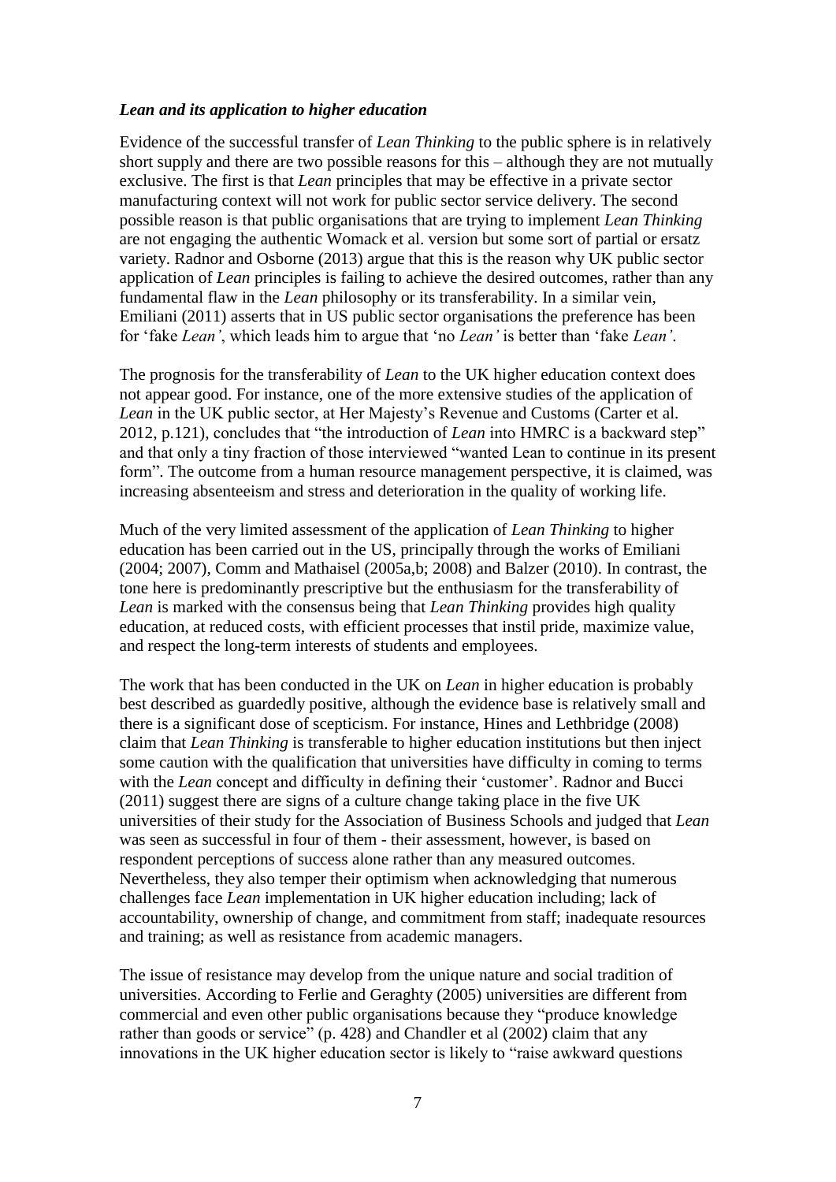### *Lean and its application to higher education*

Evidence of the successful transfer of *Lean Thinking* to the public sphere is in relatively short supply and there are two possible reasons for this – although they are not mutually exclusive. The first is that *Lean* principles that may be effective in a private sector manufacturing context will not work for public sector service delivery. The second possible reason is that public organisations that are trying to implement *Lean Thinking* are not engaging the authentic Womack et al. version but some sort of partial or ersatz variety. Radnor and Osborne (2013) argue that this is the reason why UK public sector application of *Lean* principles is failing to achieve the desired outcomes, rather than any fundamental flaw in the *Lean* philosophy or its transferability. In a similar vein, Emiliani (2011) asserts that in US public sector organisations the preference has been for 'fake *Lean'*, which leads him to argue that 'no *Lean'* is better than 'fake *Lean'*.

The prognosis for the transferability of *Lean* to the UK higher education context does not appear good. For instance, one of the more extensive studies of the application of *Lean* in the UK public sector, at Her Majesty's Revenue and Customs (Carter et al. 2012, p.121), concludes that "the introduction of *Lean* into HMRC is a backward step" and that only a tiny fraction of those interviewed "wanted Lean to continue in its present form". The outcome from a human resource management perspective, it is claimed, was increasing absenteeism and stress and deterioration in the quality of working life.

Much of the very limited assessment of the application of *Lean Thinking* to higher education has been carried out in the US, principally through the works of Emiliani (2004; 2007), Comm and Mathaisel (2005a,b; 2008) and Balzer (2010). In contrast, the tone here is predominantly prescriptive but the enthusiasm for the transferability of *Lean* is marked with the consensus being that *Lean Thinking* provides high quality education, at reduced costs, with efficient processes that instil pride, maximize value, and respect the long-term interests of students and employees.

The work that has been conducted in the UK on *Lean* in higher education is probably best described as guardedly positive, although the evidence base is relatively small and there is a significant dose of scepticism. For instance, Hines and Lethbridge (2008) claim that *Lean Thinking* is transferable to higher education institutions but then inject some caution with the qualification that universities have difficulty in coming to terms with the *Lean* concept and difficulty in defining their 'customer'. Radnor and Bucci (2011) suggest there are signs of a culture change taking place in the five UK universities of their study for the Association of Business Schools and judged that *Lean* was seen as successful in four of them - their assessment, however, is based on respondent perceptions of success alone rather than any measured outcomes. Nevertheless, they also temper their optimism when acknowledging that numerous challenges face *Lean* implementation in UK higher education including; lack of accountability, ownership of change, and commitment from staff; inadequate resources and training; as well as resistance from academic managers.

The issue of resistance may develop from the unique nature and social tradition of universities. According to Ferlie and Geraghty (2005) universities are different from commercial and even other public organisations because they "produce knowledge rather than goods or service" (p. 428) and Chandler et al (2002) claim that any innovations in the UK higher education sector is likely to "raise awkward questions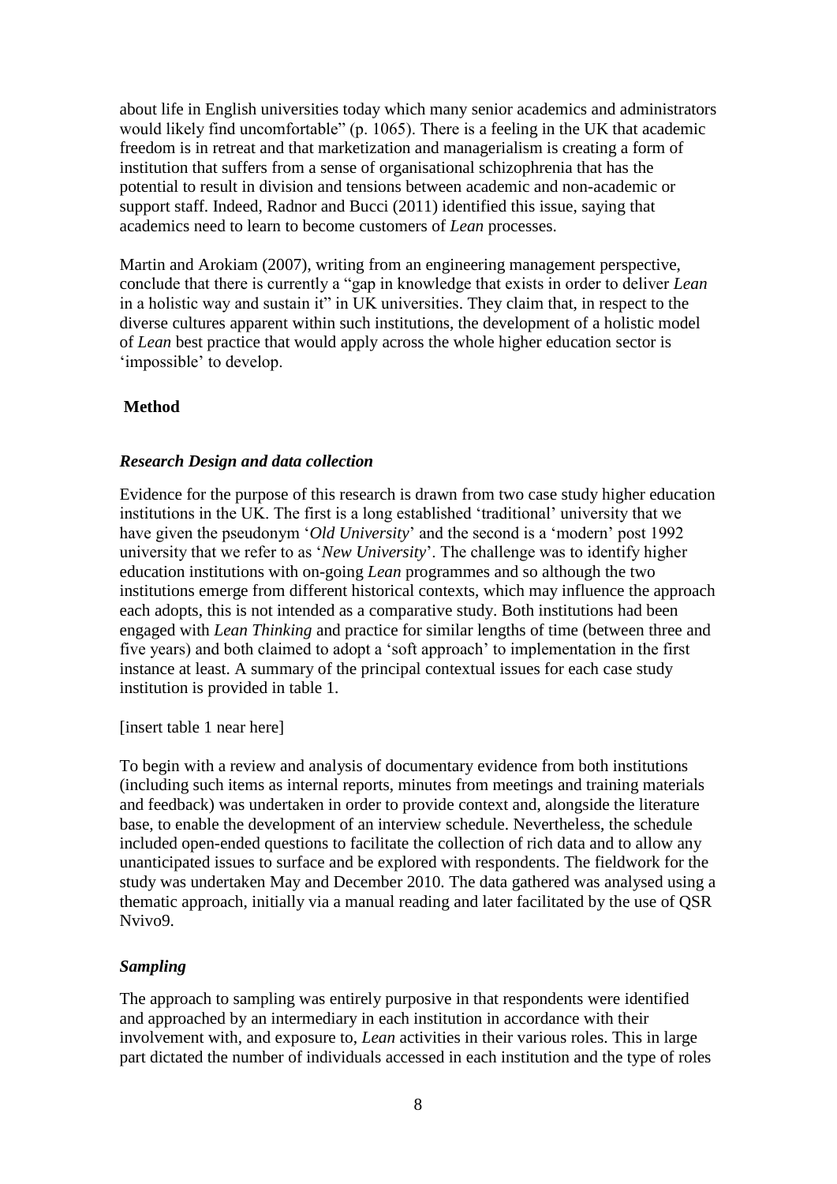about life in English universities today which many senior academics and administrators would likely find uncomfortable" (p. 1065). There is a feeling in the UK that academic freedom is in retreat and that marketization and managerialism is creating a form of institution that suffers from a sense of organisational schizophrenia that has the potential to result in division and tensions between academic and non-academic or support staff. Indeed, Radnor and Bucci (2011) identified this issue, saying that academics need to learn to become customers of *Lean* processes.

Martin and Arokiam (2007), writing from an engineering management perspective, conclude that there is currently a "gap in knowledge that exists in order to deliver *Lean* in a holistic way and sustain it" in UK universities. They claim that, in respect to the diverse cultures apparent within such institutions, the development of a holistic model of *Lean* best practice that would apply across the whole higher education sector is 'impossible' to develop.

## Method

### *Research Design and data collection*

Evidence for the purpose of this research is drawn from two case study higher education institutions in the UK. The first is a long established 'traditional' university that we have given the pseudonym '*Old University*' and the second is a 'modern' post 1992 university that we refer to as '*New University*'. The challenge was to identify higher education institutions with on-going *Lean* programmes and so although the two institutions emerge from different historical contexts, which may influence the approach each adopts, this is not intended as a comparative study. Both institutions had been engaged with *Lean Thinking* and practice for similar lengths of time (between three and five years) and both claimed to adopt a 'soft approach' to implementation in the first instance at least. A summary of the principal contextual issues for each case study institution is provided in table 1.

[insert table 1 near here]

To begin with a review and analysis of documentary evidence from both institutions (including such items as internal reports, minutes from meetings and training materials and feedback) was undertaken in order to provide context and, alongside the literature base, to enable the development of an interview schedule. Nevertheless, the schedule included open-ended questions to facilitate the collection of rich data and to allow any unanticipated issues to surface and be explored with respondents. The fieldwork for the study was undertaken May and December 2010. The data gathered was analysed using a thematic approach, initially via a manual reading and later facilitated by the use of QSR Nvivo9.

### *Sampling*

The approach to sampling was entirely purposive in that respondents were identified and approached by an intermediary in each institution in accordance with their involvement with, and exposure to, *Lean* activities in their various roles. This in large part dictated the number of individuals accessed in each institution and the type of roles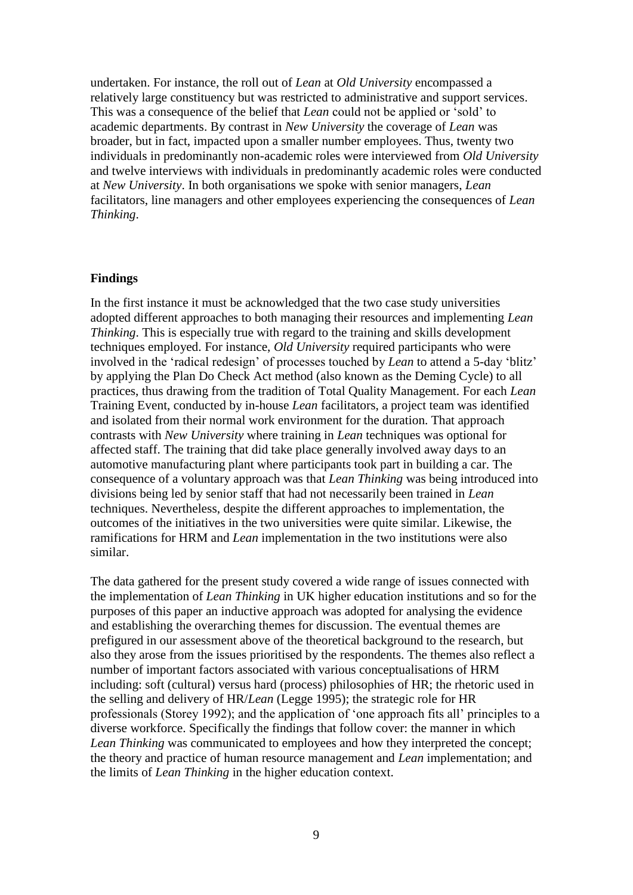undertaken. For instance, the roll out of *Lean* at *Old University* encompassed a relatively large constituency but was restricted to administrative and support services. This was a consequence of the belief that *Lean* could not be applied or 'sold' to academic departments. By contrast in *New University* the coverage of *Lean* was broader, but in fact, impacted upon a smaller number employees. Thus, twenty two individuals in predominantly non-academic roles were interviewed from *Old University* and twelve interviews with individuals in predominantly academic roles were conducted at *New University*. In both organisations we spoke with senior managers, *Lean* facilitators, line managers and other employees experiencing the consequences of *Lean Thinking*.

## Findings

In the first instance it must be acknowledged that the two case study universities adopted different approaches to both managing their resources and implementing *Lean Thinking*. This is especially true with regard to the training and skills development techniques employed. For instance, *Old University* required participants who were involved in the 'radical redesign' of processes touched by *Lean* to attend a 5-day 'blitz' by applying the Plan Do Check Act method (also known as the Deming Cycle) to all practices, thus drawing from the tradition of Total Quality Management. For each *Lean* Training Event, conducted by in-house *Lean* facilitators, a project team was identified and isolated from their normal work environment for the duration. That approach contrasts with *New University* where training in *Lean* techniques was optional for affected staff. The training that did take place generally involved away days to an automotive manufacturing plant where participants took part in building a car. The consequence of a voluntary approach was that *Lean Thinking* was being introduced into divisions being led by senior staff that had not necessarily been trained in *Lean* techniques. Nevertheless, despite the different approaches to implementation, the outcomes of the initiatives in the two universities were quite similar. Likewise, the ramifications for HRM and *Lean* implementation in the two institutions were also similar.

The data gathered for the present study covered a wide range of issues connected with the implementation of *Lean Thinking* in UK higher education institutions and so for the purposes of this paper an inductive approach was adopted for analysing the evidence and establishing the overarching themes for discussion. The eventual themes are prefigured in our assessment above of the theoretical background to the research, but also they arose from the issues prioritised by the respondents. The themes also reflect a number of important factors associated with various conceptualisations of HRM including: soft (cultural) versus hard (process) philosophies of HR; the rhetoric used in the selling and delivery of HR/*Lean* (Legge 1995); the strategic role for HR professionals (Storey 1992); and the application of 'one approach fits all' principles to a diverse workforce. Specifically the findings that follow cover: the manner in which *Lean Thinking* was communicated to employees and how they interpreted the concept; the theory and practice of human resource management and *Lean* implementation; and the limits of *Lean Thinking* in the higher education context.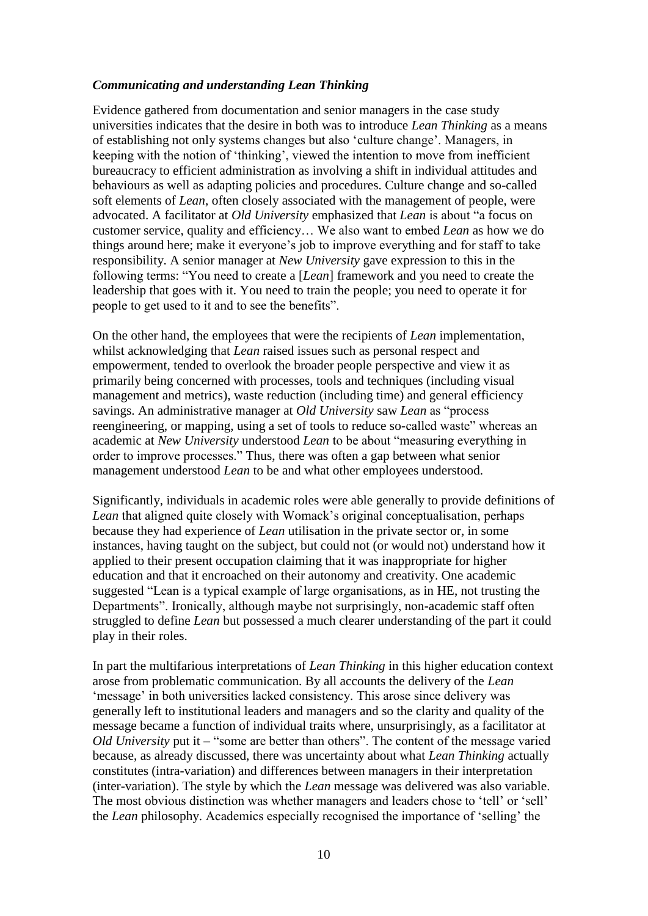### ***Communicating and understanding Lean Thinking***

Evidence gathered from documentation and senior managers in the case study universities indicates that the desire in both was to introduce *Lean Thinking* as a means of establishing not only systems changes but also 'culture change'. Managers, in keeping with the notion of 'thinking', viewed the intention to move from inefficient bureaucracy to efficient administration as involving a shift in individual attitudes and behaviours as well as adapting policies and procedures. Culture change and so-called soft elements of *Lean*, often closely associated with the management of people, were advocated. A facilitator at *Old University* emphasized that *Lean* is about "a focus on customer service, quality and efficiency… We also want to embed *Lean* as how we do things around here; make it everyone's job to improve everything and for staff to take responsibility. A senior manager at *New University* gave expression to this in the following terms: "You need to create a [*Lean*] framework and you need to create the leadership that goes with it. You need to train the people; you need to operate it for people to get used to it and to see the benefits".

On the other hand, the employees that were the recipients of *Lean* implementation, whilst acknowledging that *Lean* raised issues such as personal respect and empowerment, tended to overlook the broader people perspective and view it as primarily being concerned with processes, tools and techniques (including visual management and metrics), waste reduction (including time) and general efficiency savings. An administrative manager at *Old University* saw *Lean* as "process reengineering, or mapping, using a set of tools to reduce so-called waste" whereas an academic at *New University* understood *Lean* to be about "measuring everything in order to improve processes." Thus, there was often a gap between what senior management understood *Lean* to be and what other employees understood.

Significantly, individuals in academic roles were able generally to provide definitions of *Lean* that aligned quite closely with Womack's original conceptualisation, perhaps because they had experience of *Lean* utilisation in the private sector or, in some instances, having taught on the subject, but could not (or would not) understand how it applied to their present occupation claiming that it was inappropriate for higher education and that it encroached on their autonomy and creativity. One academic suggested "Lean is a typical example of large organisations, as in HE, not trusting the Departments". Ironically, although maybe not surprisingly, non-academic staff often struggled to define *Lean* but possessed a much clearer understanding of the part it could play in their roles.

In part the multifarious interpretations of *Lean Thinking* in this higher education context arose from problematic communication. By all accounts the delivery of the *Lean* 'message' in both universities lacked consistency. This arose since delivery was generally left to institutional leaders and managers and so the clarity and quality of the message became a function of individual traits where, unsurprisingly, as a facilitator at *Old University* put it – "some are better than others". The content of the message varied because, as already discussed, there was uncertainty about what *Lean Thinking* actually constitutes (intra-variation) and differences between managers in their interpretation (inter-variation). The style by which the *Lean* message was delivered was also variable. The most obvious distinction was whether managers and leaders chose to 'tell' or 'sell' the *Lean* philosophy. Academics especially recognised the importance of 'selling' the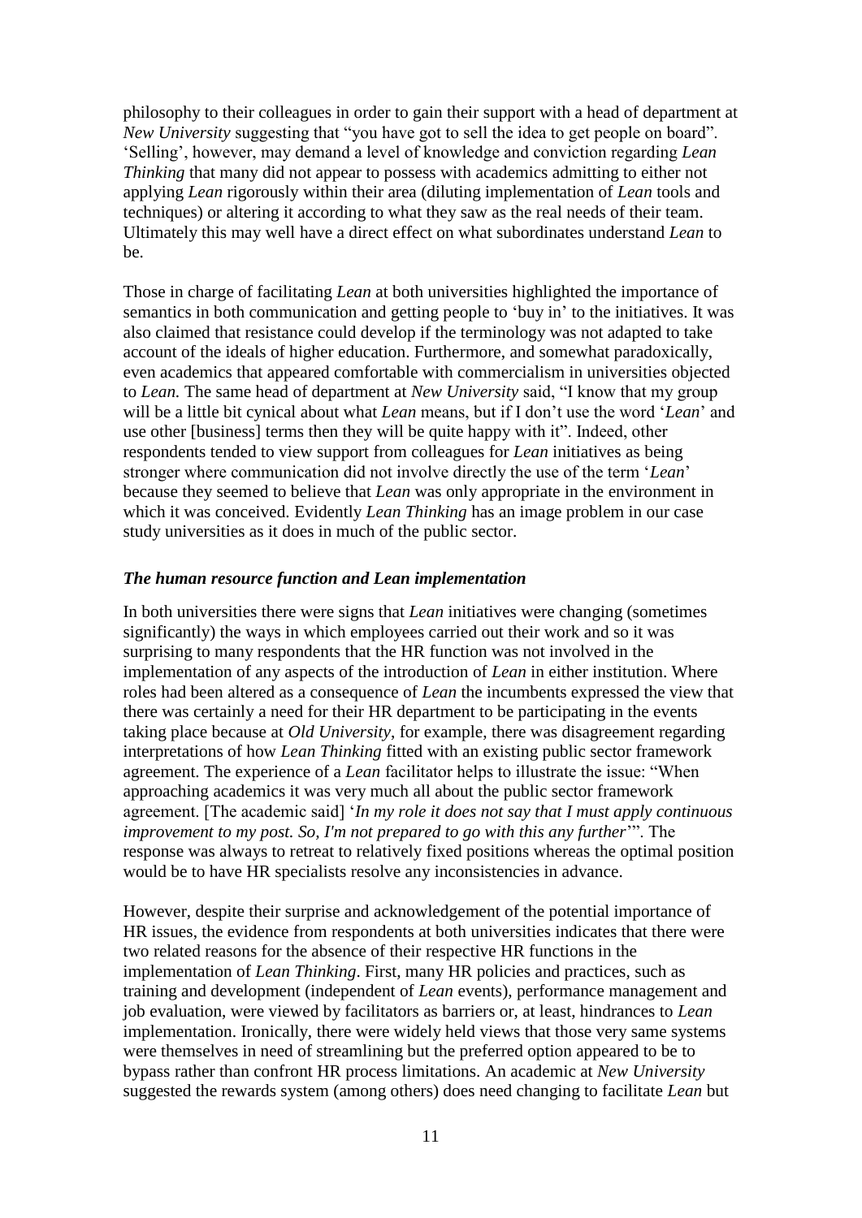philosophy to their colleagues in order to gain their support with a head of department at *New University* suggesting that "you have got to sell the idea to get people on board". 'Selling', however, may demand a level of knowledge and conviction regarding *Lean Thinking* that many did not appear to possess with academics admitting to either not applying *Lean* rigorously within their area (diluting implementation of *Lean* tools and techniques) or altering it according to what they saw as the real needs of their team. Ultimately this may well have a direct effect on what subordinates understand *Lean* to be.

Those in charge of facilitating *Lean* at both universities highlighted the importance of semantics in both communication and getting people to 'buy in' to the initiatives. It was also claimed that resistance could develop if the terminology was not adapted to take account of the ideals of higher education. Furthermore, and somewhat paradoxically, even academics that appeared comfortable with commercialism in universities objected to *Lean.* The same head of department at *New University* said, "I know that my group will be a little bit cynical about what *Lean* means, but if I don't use the word '*Lean*' and use other [business] terms then they will be quite happy with it". Indeed, other respondents tended to view support from colleagues for *Lean* initiatives as being stronger where communication did not involve directly the use of the term '*Lean*' because they seemed to believe that *Lean* was only appropriate in the environment in which it was conceived. Evidently *Lean Thinking* has an image problem in our case study universities as it does in much of the public sector.

### *The human resource function and Lean implementation*

In both universities there were signs that *Lean* initiatives were changing (sometimes significantly) the ways in which employees carried out their work and so it was surprising to many respondents that the HR function was not involved in the implementation of any aspects of the introduction of *Lean* in either institution. Where roles had been altered as a consequence of *Lean* the incumbents expressed the view that there was certainly a need for their HR department to be participating in the events taking place because at *Old University*, for example, there was disagreement regarding interpretations of how *Lean Thinking* fitted with an existing public sector framework agreement. The experience of a *Lean* facilitator helps to illustrate the issue: "When approaching academics it was very much all about the public sector framework agreement. [The academic said] '*In my role it does not say that I must apply continuous improvement to my post. So, I'm not prepared to go with this any further*'". The response was always to retreat to relatively fixed positions whereas the optimal position would be to have HR specialists resolve any inconsistencies in advance.

However, despite their surprise and acknowledgement of the potential importance of HR issues, the evidence from respondents at both universities indicates that there were two related reasons for the absence of their respective HR functions in the implementation of *Lean Thinking*. First, many HR policies and practices, such as training and development (independent of *Lean* events), performance management and job evaluation, were viewed by facilitators as barriers or, at least, hindrances to *Lean* implementation. Ironically, there were widely held views that those very same systems were themselves in need of streamlining but the preferred option appeared to be to bypass rather than confront HR process limitations. An academic at *New University* suggested the rewards system (among others) does need changing to facilitate *Lean* but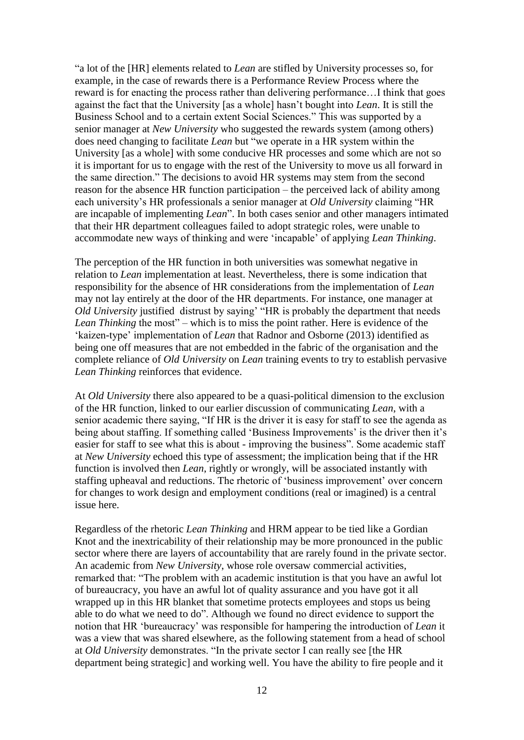"a lot of the [HR] elements related to *Lean* are stifled by University processes so, for example, in the case of rewards there is a Performance Review Process where the reward is for enacting the process rather than delivering performance…I think that goes against the fact that the University [as a whole] hasn't bought into *Lean*. It is still the Business School and to a certain extent Social Sciences." This was supported by a senior manager at *New University* who suggested the rewards system (among others) does need changing to facilitate *Lean* but "we operate in a HR system within the University [as a whole] with some conducive HR processes and some which are not so it is important for us to engage with the rest of the University to move us all forward in the same direction." The decisions to avoid HR systems may stem from the second reason for the absence HR function participation – the perceived lack of ability among each university's HR professionals a senior manager at *Old University* claiming "HR are incapable of implementing *Lean*". In both cases senior and other managers intimated that their HR department colleagues failed to adopt strategic roles, were unable to accommodate new ways of thinking and were 'incapable' of applying *Lean Thinking*.

The perception of the HR function in both universities was somewhat negative in relation to *Lean* implementation at least. Nevertheless, there is some indication that responsibility for the absence of HR considerations from the implementation of *Lean* may not lay entirely at the door of the HR departments. For instance, one manager at *Old University* justified distrust by saying' "HR is probably the department that needs *Lean Thinking* the most" – which is to miss the point rather. Here is evidence of the 'kaizen-type' implementation of *Lean* that Radnor and Osborne (2013) identified as being one off measures that are not embedded in the fabric of the organisation and the complete reliance of *Old University* on *Lean* training events to try to establish pervasive *Lean Thinking* reinforces that evidence.

At *Old University* there also appeared to be a quasi-political dimension to the exclusion of the HR function, linked to our earlier discussion of communicating *Lean*, with a senior academic there saying, "If HR is the driver it is easy for staff to see the agenda as being about staffing. If something called 'Business Improvements' is the driver then it's easier for staff to see what this is about - improving the business". Some academic staff at *New University* echoed this type of assessment; the implication being that if the HR function is involved then *Lean*, rightly or wrongly, will be associated instantly with staffing upheaval and reductions. The rhetoric of 'business improvement' over concern for changes to work design and employment conditions (real or imagined) is a central issue here.

Regardless of the rhetoric *Lean Thinking* and HRM appear to be tied like a Gordian Knot and the inextricability of their relationship may be more pronounced in the public sector where there are layers of accountability that are rarely found in the private sector. An academic from *New University*, whose role oversaw commercial activities, remarked that: "The problem with an academic institution is that you have an awful lot of bureaucracy, you have an awful lot of quality assurance and you have got it all wrapped up in this HR blanket that sometime protects employees and stops us being able to do what we need to do". Although we found no direct evidence to support the notion that HR 'bureaucracy' was responsible for hampering the introduction of *Lean* it was a view that was shared elsewhere, as the following statement from a head of school at *Old University* demonstrates. "In the private sector I can really see [the HR department being strategic] and working well. You have the ability to fire people and it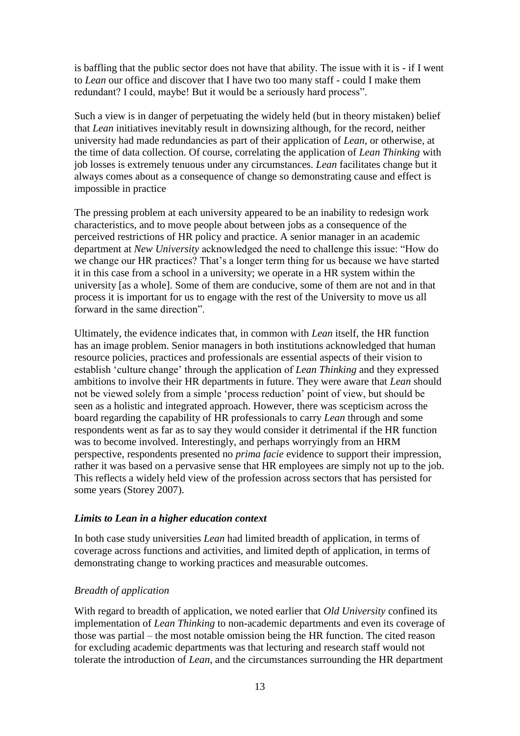is baffling that the public sector does not have that ability. The issue with it is - if I went to *Lean* our office and discover that I have two too many staff - could I make them redundant? I could, maybe! But it would be a seriously hard process".

Such a view is in danger of perpetuating the widely held (but in theory mistaken) belief that *Lean* initiatives inevitably result in downsizing although, for the record, neither university had made redundancies as part of their application of *Lean*, or otherwise, at the time of data collection. Of course, correlating the application of *Lean Thinking* with job losses is extremely tenuous under any circumstances. *Lean* facilitates change but it always comes about as a consequence of change so demonstrating cause and effect is impossible in practice

The pressing problem at each university appeared to be an inability to redesign work characteristics, and to move people about between jobs as a consequence of the perceived restrictions of HR policy and practice. A senior manager in an academic department at *New University* acknowledged the need to challenge this issue: "How do we change our HR practices? That's a longer term thing for us because we have started it in this case from a school in a university; we operate in a HR system within the university [as a whole]. Some of them are conducive, some of them are not and in that process it is important for us to engage with the rest of the University to move us all forward in the same direction".

Ultimately, the evidence indicates that, in common with *Lean* itself, the HR function has an image problem. Senior managers in both institutions acknowledged that human resource policies, practices and professionals are essential aspects of their vision to establish 'culture change' through the application of *Lean Thinking* and they expressed ambitions to involve their HR departments in future. They were aware that *Lean* should not be viewed solely from a simple 'process reduction' point of view, but should be seen as a holistic and integrated approach. However, there was scepticism across the board regarding the capability of HR professionals to carry *Lean* through and some respondents went as far as to say they would consider it detrimental if the HR function was to become involved. Interestingly, and perhaps worryingly from an HRM perspective, respondents presented no *prima facie* evidence to support their impression, rather it was based on a pervasive sense that HR employees are simply not up to the job. This reflects a widely held view of the profession across sectors that has persisted for some years (Storey 2007).

### ***Limits to Lean in a higher education context***

In both case study universities *Lean* had limited breadth of application, in terms of coverage across functions and activities, and limited depth of application, in terms of demonstrating change to working practices and measurable outcomes.

#### *Breadth of application*

With regard to breadth of application, we noted earlier that *Old University* confined its implementation of *Lean Thinking* to non-academic departments and even its coverage of those was partial – the most notable omission being the HR function. The cited reason for excluding academic departments was that lecturing and research staff would not tolerate the introduction of *Lean*, and the circumstances surrounding the HR department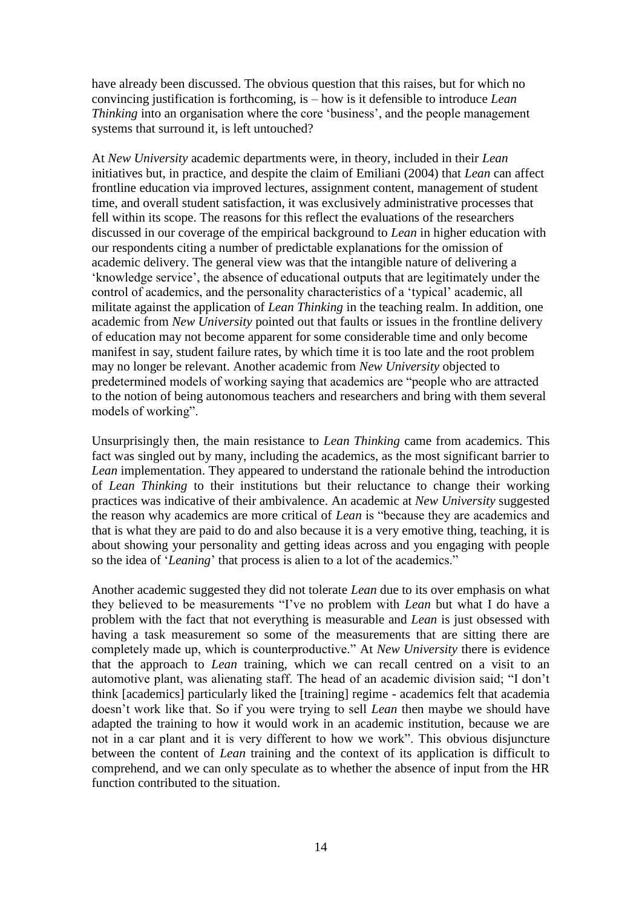have already been discussed. The obvious question that this raises, but for which no convincing justification is forthcoming, is – how is it defensible to introduce *Lean Thinking* into an organisation where the core 'business', and the people management systems that surround it, is left untouched?

At *New University* academic departments were, in theory, included in their *Lean* initiatives but, in practice, and despite the claim of Emiliani (2004) that *Lean* can affect frontline education via improved lectures, assignment content, management of student time, and overall student satisfaction, it was exclusively administrative processes that fell within its scope. The reasons for this reflect the evaluations of the researchers discussed in our coverage of the empirical background to *Lean* in higher education with our respondents citing a number of predictable explanations for the omission of academic delivery. The general view was that the intangible nature of delivering a 'knowledge service', the absence of educational outputs that are legitimately under the control of academics, and the personality characteristics of a 'typical' academic, all militate against the application of *Lean Thinking* in the teaching realm. In addition, one academic from *New University* pointed out that faults or issues in the frontline delivery of education may not become apparent for some considerable time and only become manifest in say, student failure rates, by which time it is too late and the root problem may no longer be relevant. Another academic from *New University* objected to predetermined models of working saying that academics are "people who are attracted to the notion of being autonomous teachers and researchers and bring with them several models of working".

Unsurprisingly then, the main resistance to *Lean Thinking* came from academics. This fact was singled out by many, including the academics, as the most significant barrier to *Lean* implementation. They appeared to understand the rationale behind the introduction of *Lean Thinking* to their institutions but their reluctance to change their working practices was indicative of their ambivalence. An academic at *New University* suggested the reason why academics are more critical of *Lean* is "because they are academics and that is what they are paid to do and also because it is a very emotive thing, teaching, it is about showing your personality and getting ideas across and you engaging with people so the idea of '*Leaning*' that process is alien to a lot of the academics."

Another academic suggested they did not tolerate *Lean* due to its over emphasis on what they believed to be measurements "I've no problem with *Lean* but what I do have a problem with the fact that not everything is measurable and *Lean* is just obsessed with having a task measurement so some of the measurements that are sitting there are completely made up, which is counterproductive." At *New University* there is evidence that the approach to *Lean* training, which we can recall centred on a visit to an automotive plant, was alienating staff. The head of an academic division said; "I don't think [academics] particularly liked the [training] regime - academics felt that academia doesn't work like that. So if you were trying to sell *Lean* then maybe we should have adapted the training to how it would work in an academic institution, because we are not in a car plant and it is very different to how we work". This obvious disjuncture between the content of *Lean* training and the context of its application is difficult to comprehend, and we can only speculate as to whether the absence of input from the HR function contributed to the situation.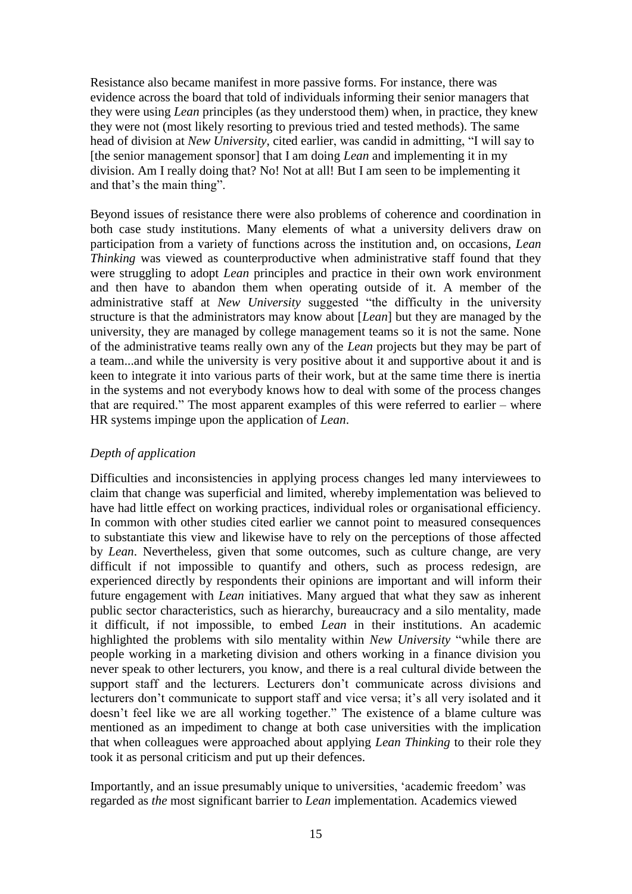Resistance also became manifest in more passive forms. For instance, there was evidence across the board that told of individuals informing their senior managers that they were using *Lean* principles (as they understood them) when, in practice, they knew they were not (most likely resorting to previous tried and tested methods). The same head of division at *New University*, cited earlier, was candid in admitting, "I will say to [the senior management sponsor] that I am doing *Lean* and implementing it in my division. Am I really doing that? No! Not at all! But I am seen to be implementing it and that's the main thing".

Beyond issues of resistance there were also problems of coherence and coordination in both case study institutions. Many elements of what a university delivers draw on participation from a variety of functions across the institution and, on occasions, *Lean Thinking* was viewed as counterproductive when administrative staff found that they were struggling to adopt *Lean* principles and practice in their own work environment and then have to abandon them when operating outside of it. A member of the administrative staff at *New University* suggested "the difficulty in the university structure is that the administrators may know about [*Lean*] but they are managed by the university, they are managed by college management teams so it is not the same. None of the administrative teams really own any of the *Lean* projects but they may be part of a team...and while the university is very positive about it and supportive about it and is keen to integrate it into various parts of their work, but at the same time there is inertia in the systems and not everybody knows how to deal with some of the process changes that are required." The most apparent examples of this were referred to earlier – where HR systems impinge upon the application of *Lean*.

### *Depth of application*

Difficulties and inconsistencies in applying process changes led many interviewees to claim that change was superficial and limited, whereby implementation was believed to have had little effect on working practices, individual roles or organisational efficiency. In common with other studies cited earlier we cannot point to measured consequences to substantiate this view and likewise have to rely on the perceptions of those affected by *Lean*. Nevertheless, given that some outcomes, such as culture change, are very difficult if not impossible to quantify and others, such as process redesign, are experienced directly by respondents their opinions are important and will inform their future engagement with *Lean* initiatives. Many argued that what they saw as inherent public sector characteristics, such as hierarchy, bureaucracy and a silo mentality, made it difficult, if not impossible, to embed *Lean* in their institutions. An academic highlighted the problems with silo mentality within *New University* "while there are people working in a marketing division and others working in a finance division you never speak to other lecturers, you know, and there is a real cultural divide between the support staff and the lecturers. Lecturers don't communicate across divisions and lecturers don't communicate to support staff and vice versa; it's all very isolated and it doesn't feel like we are all working together." The existence of a blame culture was mentioned as an impediment to change at both case universities with the implication that when colleagues were approached about applying *Lean Thinking* to their role they took it as personal criticism and put up their defences.

Importantly, and an issue presumably unique to universities, 'academic freedom' was regarded as *the* most significant barrier to *Lean* implementation. Academics viewed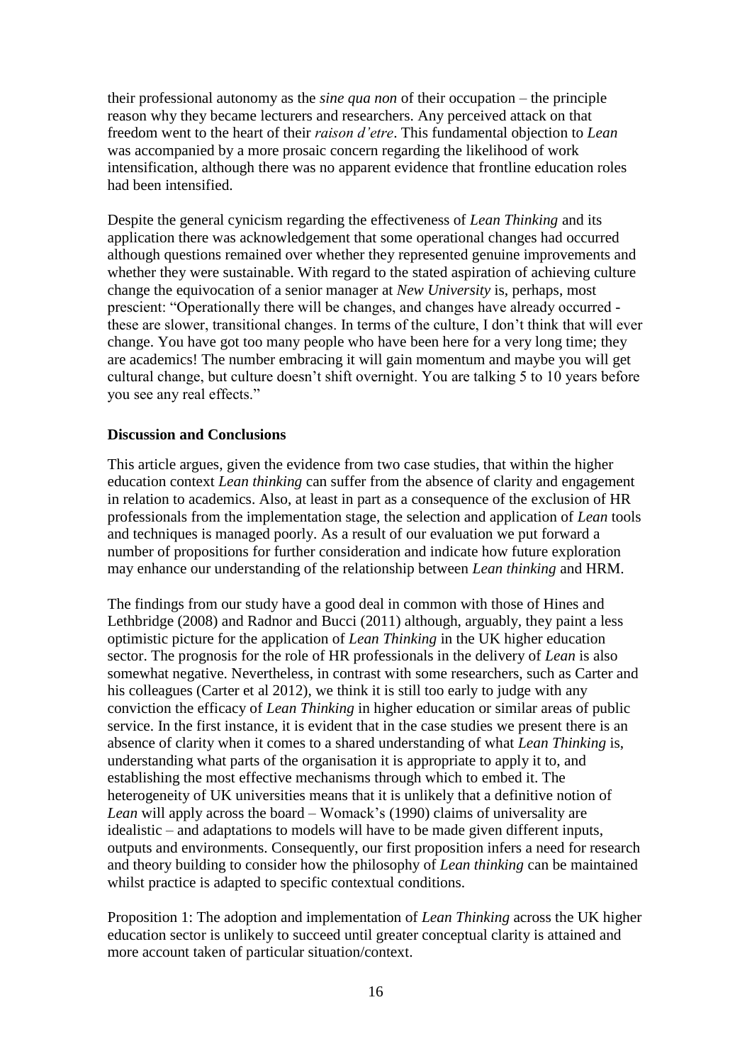their professional autonomy as the *sine qua non* of their occupation – the principle reason why they became lecturers and researchers. Any perceived attack on that freedom went to the heart of their *raison d'etre*. This fundamental objection to *Lean* was accompanied by a more prosaic concern regarding the likelihood of work intensification, although there was no apparent evidence that frontline education roles had been intensified.

Despite the general cynicism regarding the effectiveness of *Lean Thinking* and its application there was acknowledgement that some operational changes had occurred although questions remained over whether they represented genuine improvements and whether they were sustainable. With regard to the stated aspiration of achieving culture change the equivocation of a senior manager at *New University* is, perhaps, most prescient: "Operationally there will be changes, and changes have already occurred - these are slower, transitional changes. In terms of the culture, I don't think that will ever change. You have got too many people who have been here for a very long time; they are academics! The number embracing it will gain momentum and maybe you will get cultural change, but culture doesn't shift overnight. You are talking 5 to 10 years before you see any real effects."

**Discussion and Conclusions**

This article argues, given the evidence from two case studies, that within the higher education context *Lean thinking* can suffer from the absence of clarity and engagement in relation to academics. Also, at least in part as a consequence of the exclusion of HR professionals from the implementation stage, the selection and application of *Lean* tools and techniques is managed poorly. As a result of our evaluation we put forward a number of propositions for further consideration and indicate how future exploration may enhance our understanding of the relationship between *Lean thinking* and HRM.

The findings from our study have a good deal in common with those of Hines and Lethbridge (2008) and Radnor and Bucci (2011) although, arguably, they paint a less optimistic picture for the application of *Lean Thinking* in the UK higher education sector. The prognosis for the role of HR professionals in the delivery of *Lean* is also somewhat negative. Nevertheless, in contrast with some researchers, such as Carter and his colleagues (Carter et al 2012), we think it is still too early to judge with any conviction the efficacy of *Lean Thinking* in higher education or similar areas of public service. In the first instance, it is evident that in the case studies we present there is an absence of clarity when it comes to a shared understanding of what *Lean Thinking* is, understanding what parts of the organisation it is appropriate to apply it to, and establishing the most effective mechanisms through which to embed it. The heterogeneity of UK universities means that it is unlikely that a definitive notion of *Lean* will apply across the board – Womack's (1990) claims of universality are idealistic – and adaptations to models will have to be made given different inputs, outputs and environments. Consequently, our first proposition infers a need for research and theory building to consider how the philosophy of *Lean thinking* can be maintained whilst practice is adapted to specific contextual conditions.

Proposition 1: The adoption and implementation of *Lean Thinking* across the UK higher education sector is unlikely to succeed until greater conceptual clarity is attained and more account taken of particular situation/context.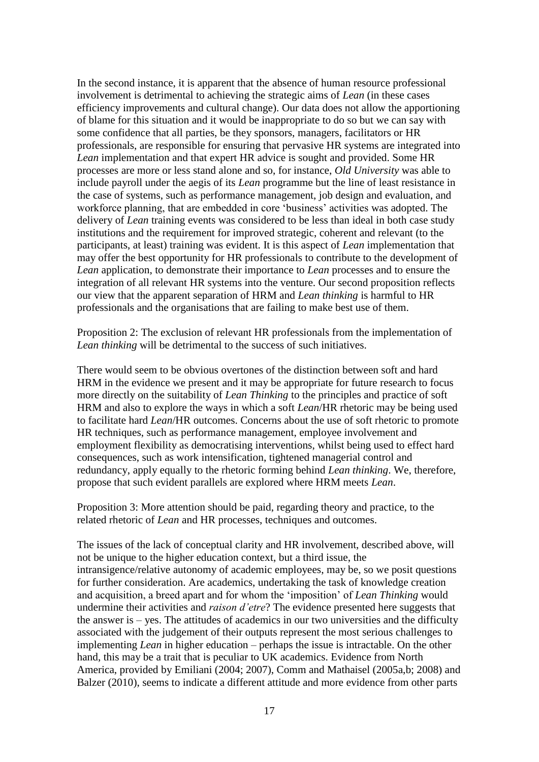In the second instance, it is apparent that the absence of human resource professional involvement is detrimental to achieving the strategic aims of *Lean* (in these cases efficiency improvements and cultural change). Our data does not allow the apportioning of blame for this situation and it would be inappropriate to do so but we can say with some confidence that all parties, be they sponsors, managers, facilitators or HR professionals, are responsible for ensuring that pervasive HR systems are integrated into *Lean* implementation and that expert HR advice is sought and provided. Some HR processes are more or less stand alone and so, for instance, *Old University* was able to include payroll under the aegis of its *Lean* programme but the line of least resistance in the case of systems, such as performance management, job design and evaluation, and workforce planning, that are embedded in core 'business' activities was adopted. The delivery of *Lean* training events was considered to be less than ideal in both case study institutions and the requirement for improved strategic, coherent and relevant (to the participants, at least) training was evident. It is this aspect of *Lean* implementation that may offer the best opportunity for HR professionals to contribute to the development of *Lean* application, to demonstrate their importance to *Lean* processes and to ensure the integration of all relevant HR systems into the venture. Our second proposition reflects our view that the apparent separation of HRM and *Lean thinking* is harmful to HR professionals and the organisations that are failing to make best use of them.

Proposition 2: The exclusion of relevant HR professionals from the implementation of *Lean thinking* will be detrimental to the success of such initiatives.

There would seem to be obvious overtones of the distinction between soft and hard HRM in the evidence we present and it may be appropriate for future research to focus more directly on the suitability of *Lean Thinking* to the principles and practice of soft HRM and also to explore the ways in which a soft *Lean*/HR rhetoric may be being used to facilitate hard *Lean*/HR outcomes. Concerns about the use of soft rhetoric to promote HR techniques, such as performance management, employee involvement and employment flexibility as democratising interventions, whilst being used to effect hard consequences, such as work intensification, tightened managerial control and redundancy, apply equally to the rhetoric forming behind *Lean thinking*. We, therefore, propose that such evident parallels are explored where HRM meets *Lean*.

Proposition 3: More attention should be paid, regarding theory and practice, to the related rhetoric of *Lean* and HR processes, techniques and outcomes.

The issues of the lack of conceptual clarity and HR involvement, described above, will not be unique to the higher education context, but a third issue, the intransigence/relative autonomy of academic employees, may be, so we posit questions for further consideration. Are academics, undertaking the task of knowledge creation and acquisition, a breed apart and for whom the 'imposition' of *Lean Thinking* would undermine their activities and *raison d'etre*? The evidence presented here suggests that the answer is – yes. The attitudes of academics in our two universities and the difficulty associated with the judgement of their outputs represent the most serious challenges to implementing *Lean* in higher education – perhaps the issue is intractable. On the other hand, this may be a trait that is peculiar to UK academics. Evidence from North America, provided by Emiliani (2004; 2007), Comm and Mathaisel (2005a,b; 2008) and Balzer (2010), seems to indicate a different attitude and more evidence from other parts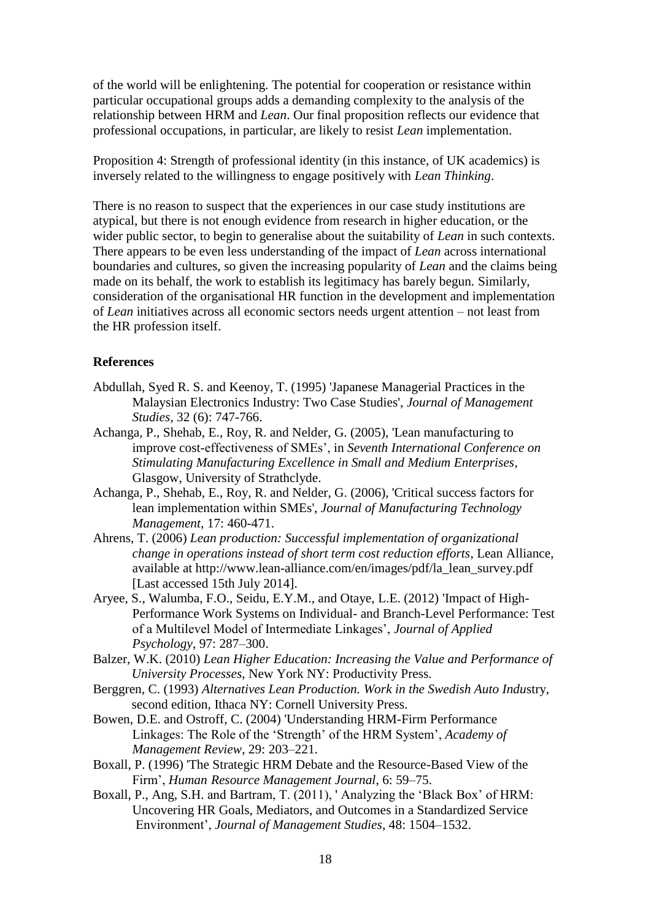of the world will be enlightening. The potential for cooperation or resistance within particular occupational groups adds a demanding complexity to the analysis of the relationship between HRM and *Lean*. Our final proposition reflects our evidence that professional occupations, in particular, are likely to resist *Lean* implementation.

Proposition 4: Strength of professional identity (in this instance, of UK academics) is inversely related to the willingness to engage positively with *Lean Thinking*.

There is no reason to suspect that the experiences in our case study institutions are atypical, but there is not enough evidence from research in higher education, or the wider public sector, to begin to generalise about the suitability of *Lean* in such contexts. There appears to be even less understanding of the impact of *Lean* across international boundaries and cultures, so given the increasing popularity of *Lean* and the claims being made on its behalf, the work to establish its legitimacy has barely begun. Similarly, consideration of the organisational HR function in the development and implementation of *Lean* initiatives across all economic sectors needs urgent attention – not least from the HR profession itself.

## References

Abdullah, Syed R. S. and Keenoy, T. (1995) 'Japanese Managerial Practices in the Malaysian Electronics Industry: Two Case Studies', *Journal of Management Studies*, 32 (6): 747-766.

Achanga, P., Shehab, E., Roy, R. and Nelder, G. (2005), 'Lean manufacturing to improve cost-effectiveness of SMEs', in *Seventh International Conference on Stimulating Manufacturing Excellence in Small and Medium Enterprises*, Glasgow, University of Strathclyde.

Achanga, P., Shehab, E., Roy, R. and Nelder, G. (2006), 'Critical success factors for lean implementation within SMEs', *Journal of Manufacturing Technology Management*, 17: 460-471.

Ahrens, T. (2006) *Lean production: Successful implementation of organizational change in operations instead of short term cost reduction efforts*, Lean Alliance, available at http://www.lean-alliance.com/en/images/pdf/la_lean_survey.pdf [Last accessed 15th July 2014].

Aryee, S., Walumba, F.O., Seidu, E.Y.M., and Otaye, L.E. (2012) 'Impact of High-Performance Work Systems on Individual- and Branch-Level Performance: Test of a Multilevel Model of Intermediate Linkages', *Journal of Applied Psychology*, 97: 287–300.

Balzer, W.K. (2010) *Lean Higher Education: Increasing the Value and Performance of University Processes*, New York NY: Productivity Press.

Berggren, C. (1993) *Alternatives Lean Production. Work in the Swedish Auto Indu*stry, second edition, Ithaca NY: Cornell University Press.

Bowen, D.E. and Ostroff, C. (2004) 'Understanding HRM-Firm Performance Linkages: The Role of the 'Strength' of the HRM System', *Academy of Management Review*, 29: 203–221.

Boxall, P. (1996) 'The Strategic HRM Debate and the Resource-Based View of the Firm', *Human Resource Management Journal*, 6: 59–75.

Boxall, P., Ang, S.H. and Bartram, T. (2011), ' Analyzing the 'Black Box' of HRM: Uncovering HR Goals, Mediators, and Outcomes in a Standardized Service Environment', *Journal of Management Studies*, 48: 1504–1532.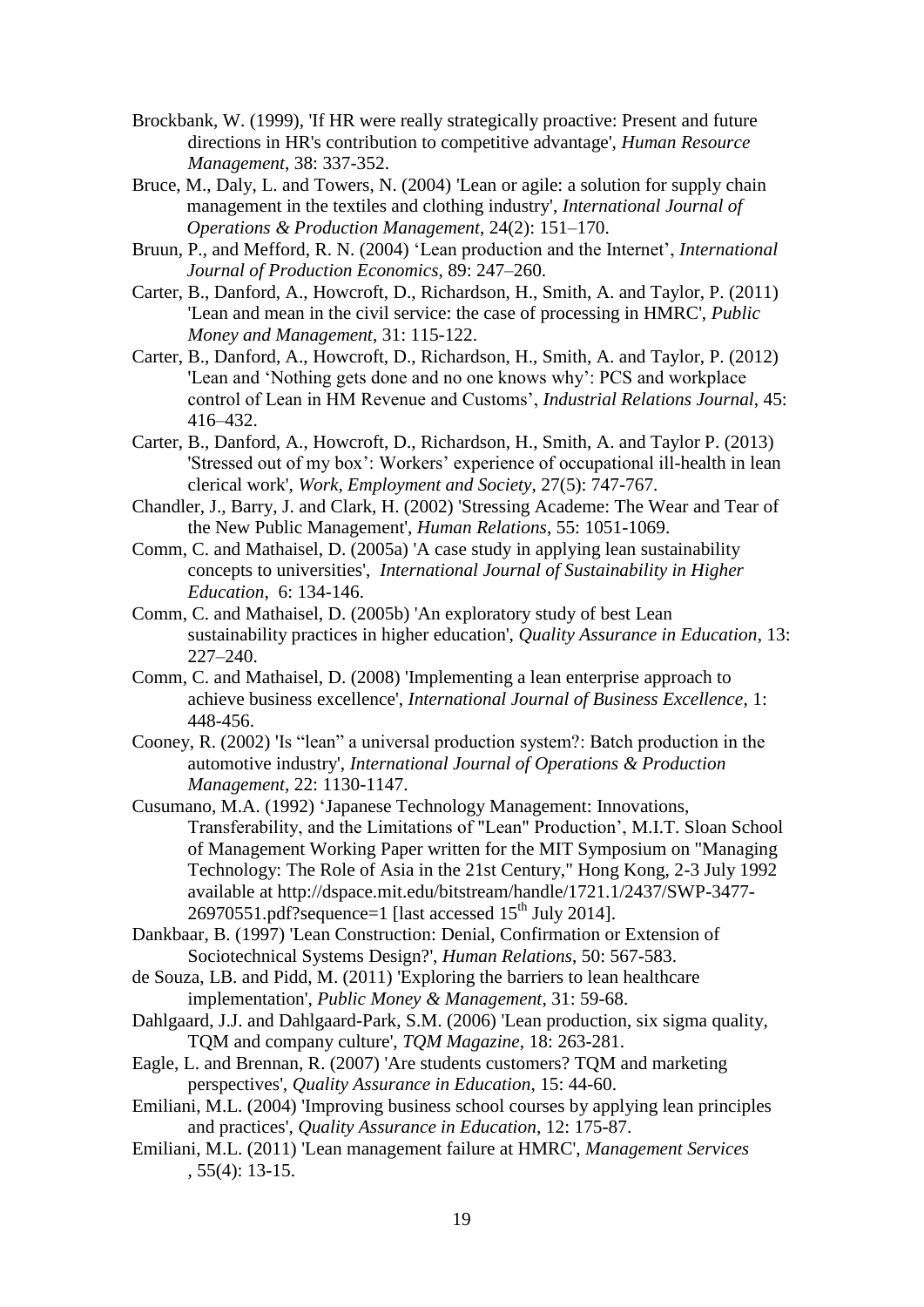Brockbank, W. (1999), 'If HR were really strategically proactive: Present and future directions in HR's contribution to competitive advantage', *Human Resource Management*, 38: 337-352.

Bruce, M., Daly, L. and Towers, N. (2004) 'Lean or agile: a solution for supply chain management in the textiles and clothing industry', *International Journal of Operations & Production Management*, 24(2): 151–170.

Bruun, P., and Mefford, R. N. (2004) 'Lean production and the Internet', *International Journal of Production Economics*, 89: 247–260.

Carter, B., Danford, A., Howcroft, D., Richardson, H., Smith, A. and Taylor, P. (2011) 'Lean and mean in the civil service: the case of processing in HMRC', *Public Money and Management*, 31: 115-122.

Carter, B., Danford, A., Howcroft, D., Richardson, H., Smith, A. and Taylor, P. (2012) 'Lean and 'Nothing gets done and no one knows why': PCS and workplace control of Lean in HM Revenue and Customs', *Industrial Relations Journal*, 45: 416–432.

Carter, B., Danford, A., Howcroft, D., Richardson, H., Smith, A. and Taylor P. (2013) 'Stressed out of my box': Workers' experience of occupational ill-health in lean clerical work', *Work, Employment and Society*, 27(5): 747-767.

Chandler, J., Barry, J. and Clark, H. (2002) 'Stressing Academe: The Wear and Tear of the New Public Management', *Human Relations*, 55: 1051-1069.

Comm, C. and Mathaisel, D. (2005a) 'A case study in applying lean sustainability concepts to universities', *International Journal of Sustainability in Higher Education*, 6: 134-146.

Comm, C. and Mathaisel, D. (2005b) 'An exploratory study of best Lean sustainability practices in higher education', *Quality Assurance in Education*, 13: 227–240.

Comm, C. and Mathaisel, D. (2008) 'Implementing a lean enterprise approach to achieve business excellence', *International Journal of Business Excellence*, 1: 448-456.

Cooney, R. (2002) 'Is "lean" a universal production system?: Batch production in the automotive industry', *International Journal of Operations & Production Management*, 22: 1130-1147.

Cusumano, M.A. (1992) 'Japanese Technology Management: Innovations, Transferability, and the Limitations of "Lean" Production', M.I.T. Sloan School of Management Working Paper written for the MIT Symposium on "Managing Technology: The Role of Asia in the 21st Century," Hong Kong, 2-3 July 1992 available at http://dspace.mit.edu/bitstream/handle/1721.1/2437/SWP-3477-26970551.pdf?sequence=1 [last accessed 15th July 2014].

Dankbaar, B. (1997) 'Lean Construction: Denial, Confirmation or Extension of Sociotechnical Systems Design?', *Human Relations*, 50: 567-583.

de Souza, LB. and Pidd, M. (2011) 'Exploring the barriers to lean healthcare implementation', *Public Money & Management*, 31: 59-68.

Dahlgaard, J.J. and Dahlgaard-Park, S.M. (2006) 'Lean production, six sigma quality, TQM and company culture', *TQM Magazine*, 18: 263-281.

Eagle, L. and Brennan, R. (2007) 'Are students customers? TQM and marketing perspectives', *Quality Assurance in Education*, 15: 44-60.

Emiliani, M.L. (2004) 'Improving business school courses by applying lean principles and practices', *Quality Assurance in Education*, 12: 175-87.

Emiliani, M.L. (2011) 'Lean management failure at HMRC', *Management Services*, 55(4): 13-15.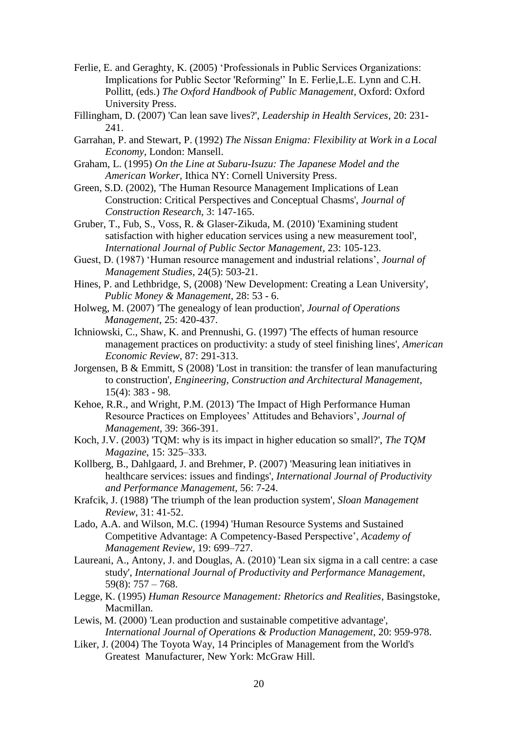Ferlie, E. and Geraghty, K. (2005) 'Professionals in Public Services Organizations: Implications for Public Sector 'Reforming'' In E. Ferlie,L.E. Lynn and C.H. Pollitt, (eds.) *The Oxford Handbook of Public Management*, Oxford: Oxford University Press.

Fillingham, D. (2007) 'Can lean save lives?', *Leadership in Health Services*, 20: 231-241.

Garrahan, P. and Stewart, P. (1992) *The Nissan Enigma: Flexibility at Work in a Local Economy*, London: Mansell.

Graham, L. (1995) *On the Line at Subaru-Isuzu: The Japanese Model and the American Worker*, Ithica NY: Cornell University Press.

Green, S.D. (2002), 'The Human Resource Management Implications of Lean Construction: Critical Perspectives and Conceptual Chasms', *Journal of Construction Research*, 3: 147-165.

Gruber, T., Fub, S., Voss, R. & Glaser-Zikuda, M. (2010) 'Examining student satisfaction with higher education services using a new measurement tool', *International Journal of Public Sector Management*, 23: 105-123.

Guest, D. (1987) 'Human resource management and industrial relations', *Journal of Management Studies*, 24(5): 503-21.

Hines, P. and Lethbridge, S, (2008) 'New Development: Creating a Lean University', *Public Money & Management*, 28: 53 - 6.

Holweg, M. (2007) 'The genealogy of lean production', *Journal of Operations Management*, 25: 420-437.

Ichniowski, C., Shaw, K. and Prennushi, G. (1997) 'The effects of human resource management practices on productivity: a study of steel finishing lines', *American Economic Review*, 87: 291-313.

Jorgensen, B & Emmitt, S (2008) 'Lost in transition: the transfer of lean manufacturing to construction', *Engineering, Construction and Architectural Management*, 15(4): 383 - 98.

Kehoe, R.R., and Wright, P.M. (2013) 'The Impact of High Performance Human Resource Practices on Employees' Attitudes and Behaviors', *Journal of Management*, 39: 366-391.

Koch, J.V. (2003) 'TQM: why is its impact in higher education so small?', *The TQM Magazine*, 15: 325–333.

Kollberg, B., Dahlgaard, J. and Brehmer, P. (2007) 'Measuring lean initiatives in healthcare services: issues and findings', *International Journal of Productivity and Performance Management*, 56: 7-24.

Krafcik, J. (1988) 'The triumph of the lean production system', *Sloan Management Review*, 31: 41-52.

Lado, A.A. and Wilson, M.C. (1994) 'Human Resource Systems and Sustained Competitive Advantage: A Competency-Based Perspective', *Academy of Management Review*, 19: 699–727.

Laureani, A., Antony, J. and Douglas, A. (2010) 'Lean six sigma in a call centre: a case study', *International Journal of Productivity and Performance Management*, 59(8): 757 – 768.

Legge, K. (1995) *Human Resource Management: Rhetorics and Realities*, Basingstoke, Macmillan.

Lewis, M. (2000) 'Lean production and sustainable competitive advantage', *International Journal of Operations & Production Management*, 20: 959-978.

Liker, J. (2004) The Toyota Way, 14 Principles of Management from the World's Greatest Manufacturer, New York: McGraw Hill.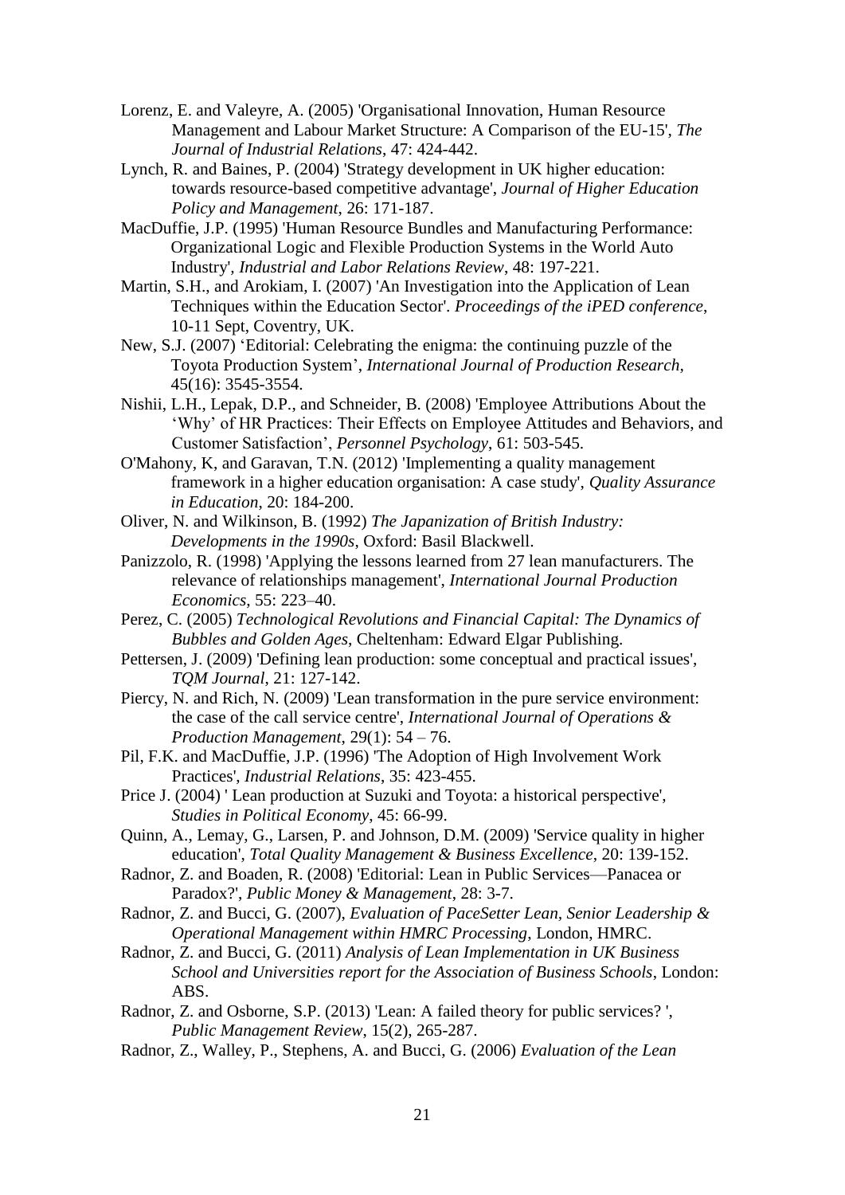Lorenz, E. and Valeyre, A. (2005) 'Organisational Innovation, Human Resource Management and Labour Market Structure: A Comparison of the EU-15', *The Journal of Industrial Relations*, 47: 424-442.

Lynch, R. and Baines, P. (2004) 'Strategy development in UK higher education: towards resource-based competitive advantage', *Journal of Higher Education Policy and Management*, 26: 171-187.

MacDuffie, J.P. (1995) 'Human Resource Bundles and Manufacturing Performance: Organizational Logic and Flexible Production Systems in the World Auto Industry', *Industrial and Labor Relations Review*, 48: 197-221.

Martin, S.H., and Arokiam, I. (2007) 'An Investigation into the Application of Lean Techniques within the Education Sector'. *Proceedings of the iPED conference*, 10-11 Sept, Coventry, UK.

New, S.J. (2007) 'Editorial: Celebrating the enigma: the continuing puzzle of the Toyota Production System', *International Journal of Production Research*, 45(16): 3545-3554.

Nishii, L.H., Lepak, D.P., and Schneider, B. (2008) 'Employee Attributions About the 'Why' of HR Practices: Their Effects on Employee Attitudes and Behaviors, and Customer Satisfaction', *Personnel Psychology*, 61: 503-545.

O'Mahony, K, and Garavan, T.N. (2012) 'Implementing a quality management framework in a higher education organisation: A case study', *Quality Assurance in Education*, 20: 184-200.

Oliver, N. and Wilkinson, B. (1992) *The Japanization of British Industry: Developments in the 1990s*, Oxford: Basil Blackwell.

Panizzolo, R. (1998) 'Applying the lessons learned from 27 lean manufacturers. The relevance of relationships management', *International Journal Production Economics*, 55: 223–40.

Perez, C. (2005) *Technological Revolutions and Financial Capital: The Dynamics of Bubbles and Golden Ages*, Cheltenham: Edward Elgar Publishing.

Pettersen, J. (2009) 'Defining lean production: some conceptual and practical issues', *TQM Journal*, 21: 127-142.

Piercy, N. and Rich, N. (2009) 'Lean transformation in the pure service environment: the case of the call service centre', *International Journal of Operations & Production Management*, 29(1): 54 – 76.

Pil, F.K. and MacDuffie, J.P. (1996) 'The Adoption of High Involvement Work Practices', *Industrial Relations*, 35: 423-455.

Price J. (2004) ' Lean production at Suzuki and Toyota: a historical perspective', *Studies in Political Economy*, 45: 66-99.

Quinn, A., Lemay, G., Larsen, P. and Johnson, D.M. (2009) 'Service quality in higher education', *Total Quality Management & Business Excellence*, 20: 139-152.

Radnor, Z. and Boaden, R. (2008) 'Editorial: Lean in Public Services—Panacea or Paradox?', *Public Money & Management*, 28: 3-7.

Radnor, Z. and Bucci, G. (2007), *Evaluation of PaceSetter Lean, Senior Leadership & Operational Management within HMRC Processing*, London, HMRC.

Radnor, Z. and Bucci, G. (2011) *Analysis of Lean Implementation in UK Business School and Universities report for the Association of Business Schools*, London: ABS.

Radnor, Z. and Osborne, S.P. (2013) 'Lean: A failed theory for public services? ', *Public Management Review*, 15(2), 265-287.

Radnor, Z., Walley, P., Stephens, A. and Bucci, G. (2006) *Evaluation of the Lean*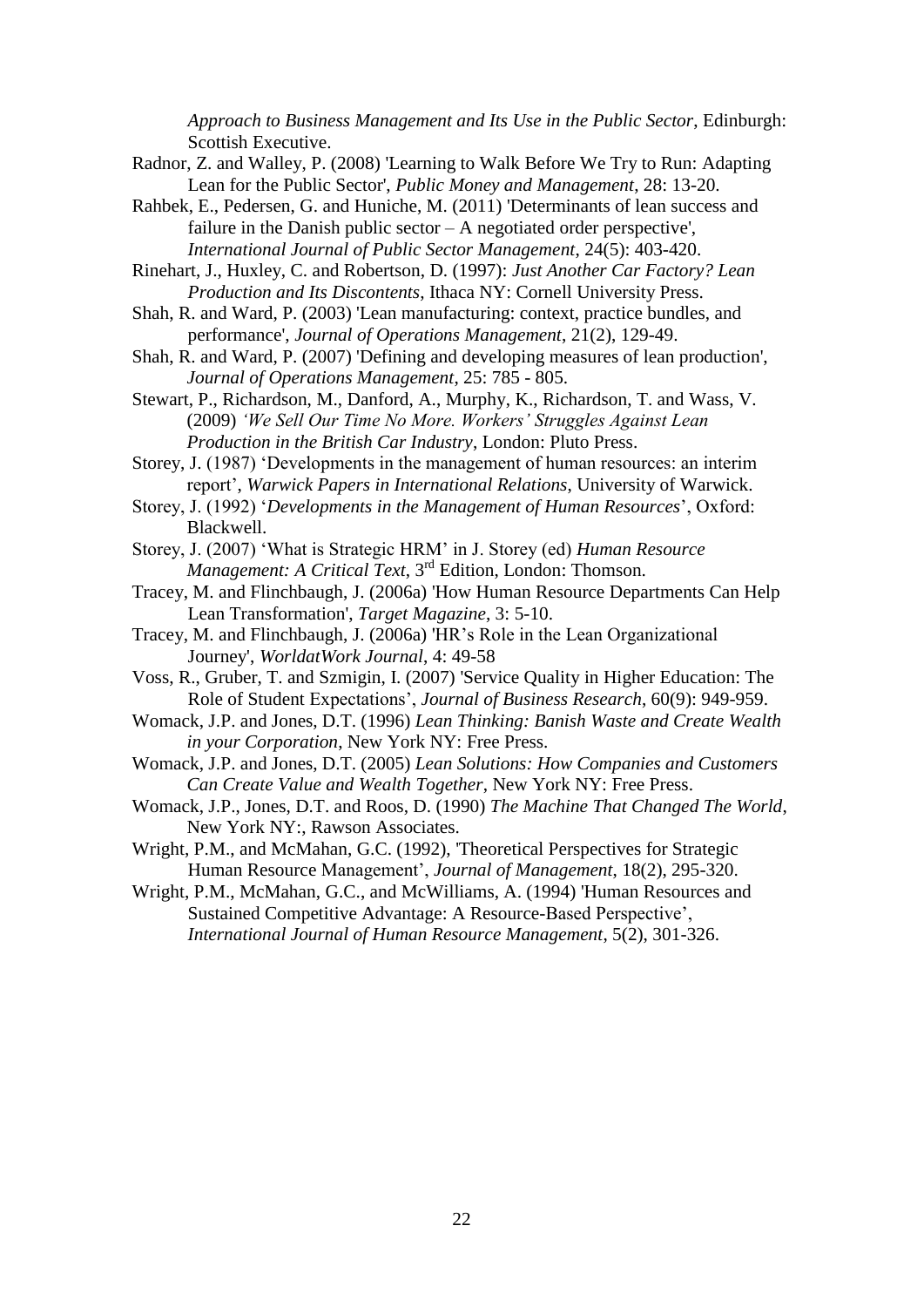*Approach to Business Management and Its Use in the Public Sector*, Edinburgh: Scottish Executive.

Radnor, Z. and Walley, P. (2008) 'Learning to Walk Before We Try to Run: Adapting Lean for the Public Sector', *Public Money and Management*, 28: 13-20.

Rahbek, E., Pedersen, G. and Huniche, M. (2011) 'Determinants of lean success and failure in the Danish public sector – A negotiated order perspective', *International Journal of Public Sector Management*, 24(5): 403-420.

Rinehart, J., Huxley, C. and Robertson, D. (1997): *Just Another Car Factory? Lean Production and Its Discontents*, Ithaca NY: Cornell University Press.

Shah, R. and Ward, P. (2003) 'Lean manufacturing: context, practice bundles, and performance', *Journal of Operations Management*, 21(2), 129-49.

Shah, R. and Ward, P. (2007) 'Defining and developing measures of lean production', *Journal of Operations Management*, 25: 785 - 805.

Stewart, P., Richardson, M., Danford, A., Murphy, K., Richardson, T. and Wass, V. (2009) *'We Sell Our Time No More. Workers' Struggles Against Lean Production in the British Car Industry*, London: Pluto Press.

Storey, J. (1987) 'Developments in the management of human resources: an interim report', *Warwick Papers in International Relations*, University of Warwick.

Storey, J. (1992) '*Developments in the Management of Human Resources*', Oxford: Blackwell.

Storey, J. (2007) 'What is Strategic HRM' in J. Storey (ed) *Human Resource Management: A Critical Text*, 3rd Edition, London: Thomson.

Tracey, M. and Flinchbaugh, J. (2006a) 'How Human Resource Departments Can Help Lean Transformation', *Target Magazine*, 3: 5-10.

Tracey, M. and Flinchbaugh, J. (2006a) 'HR's Role in the Lean Organizational Journey', *WorldatWork Journal*, 4: 49-58

Voss, R., Gruber, T. and Szmigin, I. (2007) 'Service Quality in Higher Education: The Role of Student Expectations', *Journal of Business Research*, 60(9): 949-959.

Womack, J.P. and Jones, D.T. (1996) *Lean Thinking: Banish Waste and Create Wealth in your Corporation*, New York NY: Free Press.

Womack, J.P. and Jones, D.T. (2005) *Lean Solutions: How Companies and Customers Can Create Value and Wealth Together*, New York NY: Free Press.

Womack, J.P., Jones, D.T. and Roos, D. (1990) *The Machine That Changed The World*, New York NY:, Rawson Associates.

Wright, P.M., and McMahan, G.C. (1992), 'Theoretical Perspectives for Strategic Human Resource Management', *Journal of Management*, 18(2), 295-320.

Wright, P.M., McMahan, G.C., and McWilliams, A. (1994) 'Human Resources and Sustained Competitive Advantage: A Resource-Based Perspective', *International Journal of Human Resource Management*, 5(2), 301-326.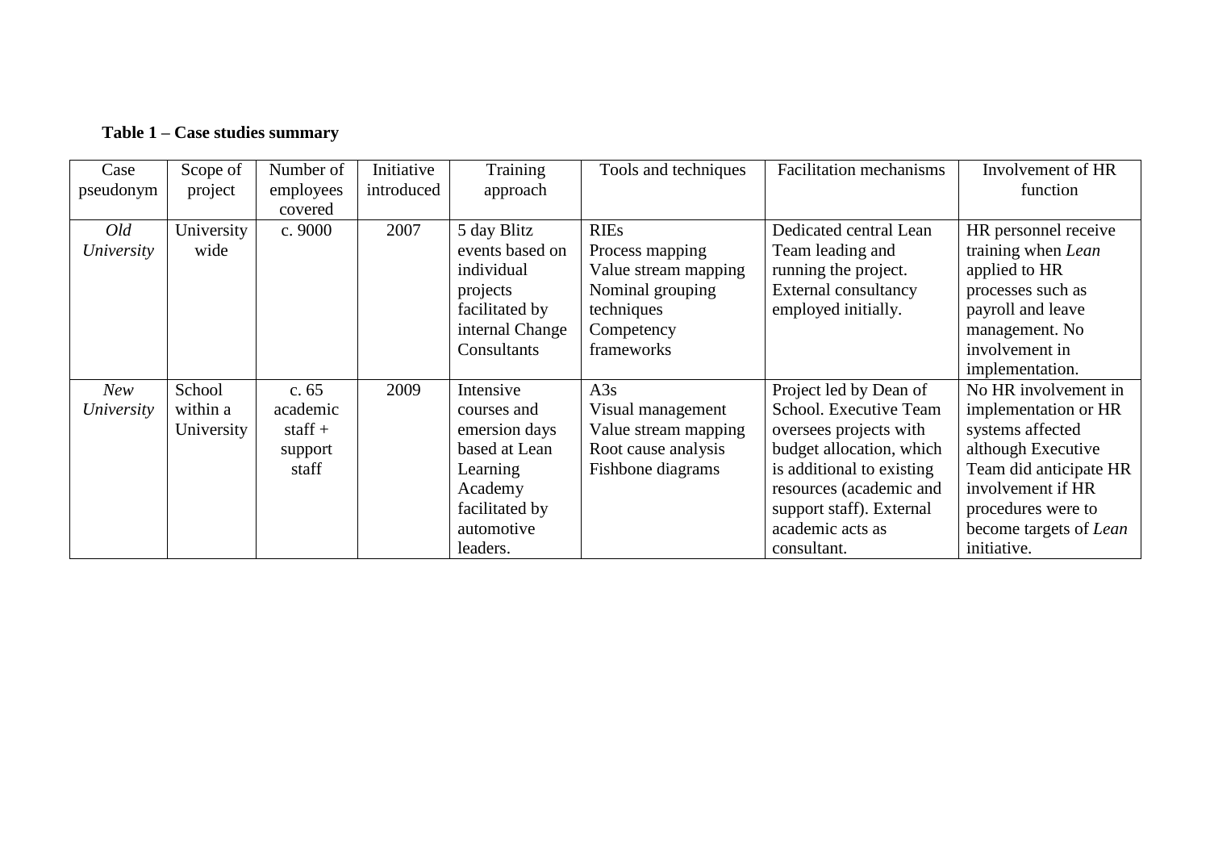**Table 1 – Case studies summary**

| Case pseudonym | Scope of project | Number of employees covered | Initiative introduced | Training approach | Tools and techniques | Facilitation mechanisms | Involvement of HR function |
|---|---|---|---|---|---|---|---|
| *Old University* | University wide | c. 9000 | 2007 | 5 day Blitz events based on individual projects facilitated by internal Change Consultants | RIEs<br>Process mapping<br>Value stream mapping<br>Nominal grouping techniques<br>Competency frameworks | Dedicated central Lean Team leading and running the project. External consultancy employed initially. | HR personnel receive training when *Lean* applied to HR processes such as payroll and leave management. No involvement in implementation. |
| *New University* | School within a University | c. 65 academic staff + support staff | 2009 | Intensive courses and emersion days based at Lean Learning Academy facilitated by automotive leaders. | A3s<br>Visual management<br>Value stream mapping<br>Root cause analysis<br>Fishbone diagrams | Project led by Dean of School. Executive Team oversees projects with budget allocation, which is additional to existing resources (academic and support staff). External academic acts as consultant. | No HR involvement in implementation or HR systems affected although Executive Team did anticipate HR involvement if HR procedures were to become targets of *Lean* initiative. |